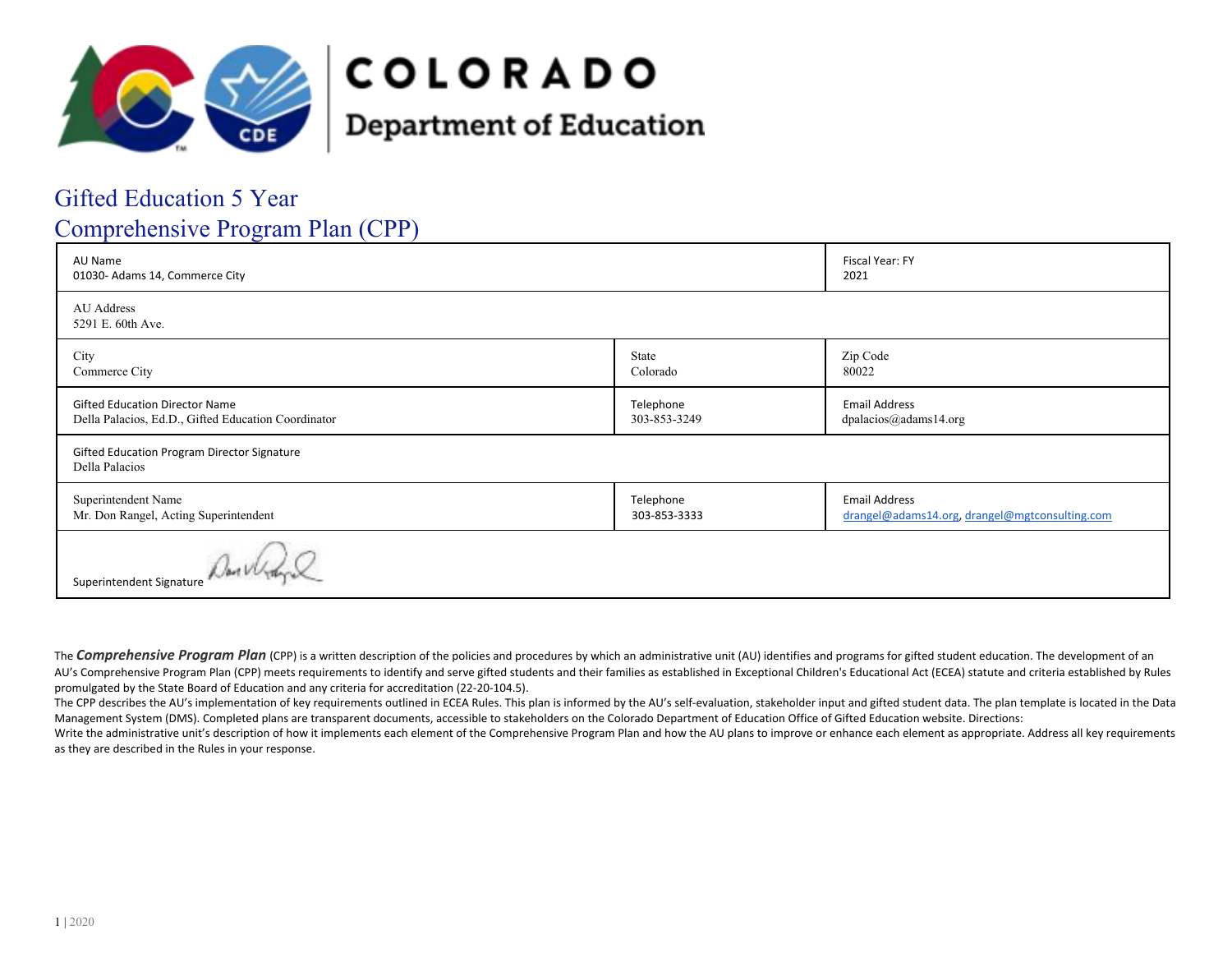COLORADO

Department of Education

# Gifted Education 5 Year Comprehensive Program Plan (CPP)

| AU Name<br>01030- Adams 14, Commerce City | | Fiscal Year: FY<br>2021 |
|---|---|---|
| AU Address<br>5291 E. 60th Ave. | | |
| City<br>Commerce City | State<br>Colorado | Zip Code<br>80022 |
| Gifted Education Director Name<br>Della Palacios, Ed.D., Gifted Education Coordinator | Telephone<br>303-853-3249 | Email Address<br>dpalacios@adams14.org |
| Gifted Education Program Director Signature<br>Della Palacios | | |
| Superintendent Name<br>Mr. Don Rangel, Acting Superintendent | Telephone<br>303-853-3333 | Email Address<br>drangel@adams14.org, drangel@mgtconsulting.com |
| Superintendent Signature | | |

The ***Comprehensive Program Plan*** (CPP) is a written description of the policies and procedures by which an administrative unit (AU) identifies and programs for gifted student education. The development of an AU's Comprehensive Program Plan (CPP) meets requirements to identify and serve gifted students and their families as established in Exceptional Children's Educational Act (ECEA) statute and criteria established by Rules promulgated by the State Board of Education and any criteria for accreditation (22-20-104.5).

The CPP describes the AU's implementation of key requirements outlined in ECEA Rules. This plan is informed by the AU's self-evaluation, stakeholder input and gifted student data. The plan template is located in the Data Management System (DMS). Completed plans are transparent documents, accessible to stakeholders on the Colorado Department of Education Office of Gifted Education website. Directions:

Write the administrative unit's description of how it implements each element of the Comprehensive Program Plan and how the AU plans to improve or enhance each element as appropriate. Address all key requirements as they are described in the Rules in your response.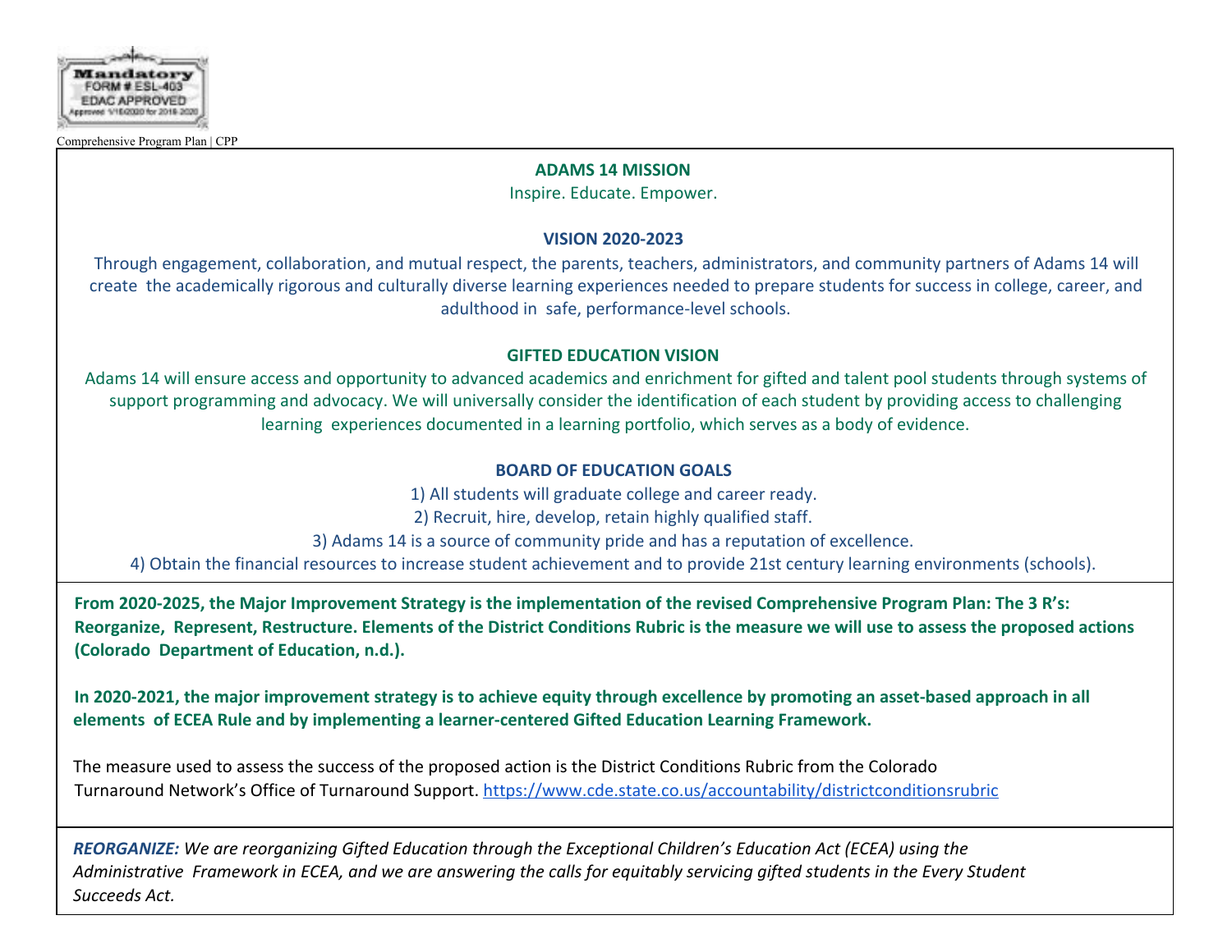Comprehensive Program Plan | CPP

**ADAMS 14 MISSION**

Inspire. Educate. Empower.

**VISION 2020-2023**

Through engagement, collaboration, and mutual respect, the parents, teachers, administrators, and community partners of Adams 14 will create the academically rigorous and culturally diverse learning experiences needed to prepare students for success in college, career, and adulthood in safe, performance-level schools.

**GIFTED EDUCATION VISION**

Adams 14 will ensure access and opportunity to advanced academics and enrichment for gifted and talent pool students through systems of support programming and advocacy. We will universally consider the identification of each student by providing access to challenging learning experiences documented in a learning portfolio, which serves as a body of evidence.

**BOARD OF EDUCATION GOALS**

1) All students will graduate college and career ready.
2) Recruit, hire, develop, retain highly qualified staff.
3) Adams 14 is a source of community pride and has a reputation of excellence.
4) Obtain the financial resources to increase student achievement and to provide 21st century learning environments (schools).

**From 2020-2025, the Major Improvement Strategy is the implementation of the revised Comprehensive Program Plan: The 3 R's: Reorganize, Represent, Restructure. Elements of the District Conditions Rubric is the measure we will use to assess the proposed actions (Colorado Department of Education, n.d.).**

**In 2020-2021, the major improvement strategy is to achieve equity through excellence by promoting an asset-based approach in all elements of ECEA Rule and by implementing a learner-centered Gifted Education Learning Framework.**

The measure used to assess the success of the proposed action is the District Conditions Rubric from the Colorado Turnaround Network's Office of Turnaround Support. https://www.cde.state.co.us/accountability/districtconditionsrubric

***REORGANIZE:*** *We are reorganizing Gifted Education through the Exceptional Children's Education Act (ECEA) using the Administrative Framework in ECEA, and we are answering the calls for equitably servicing gifted students in the Every Student Succeeds Act.*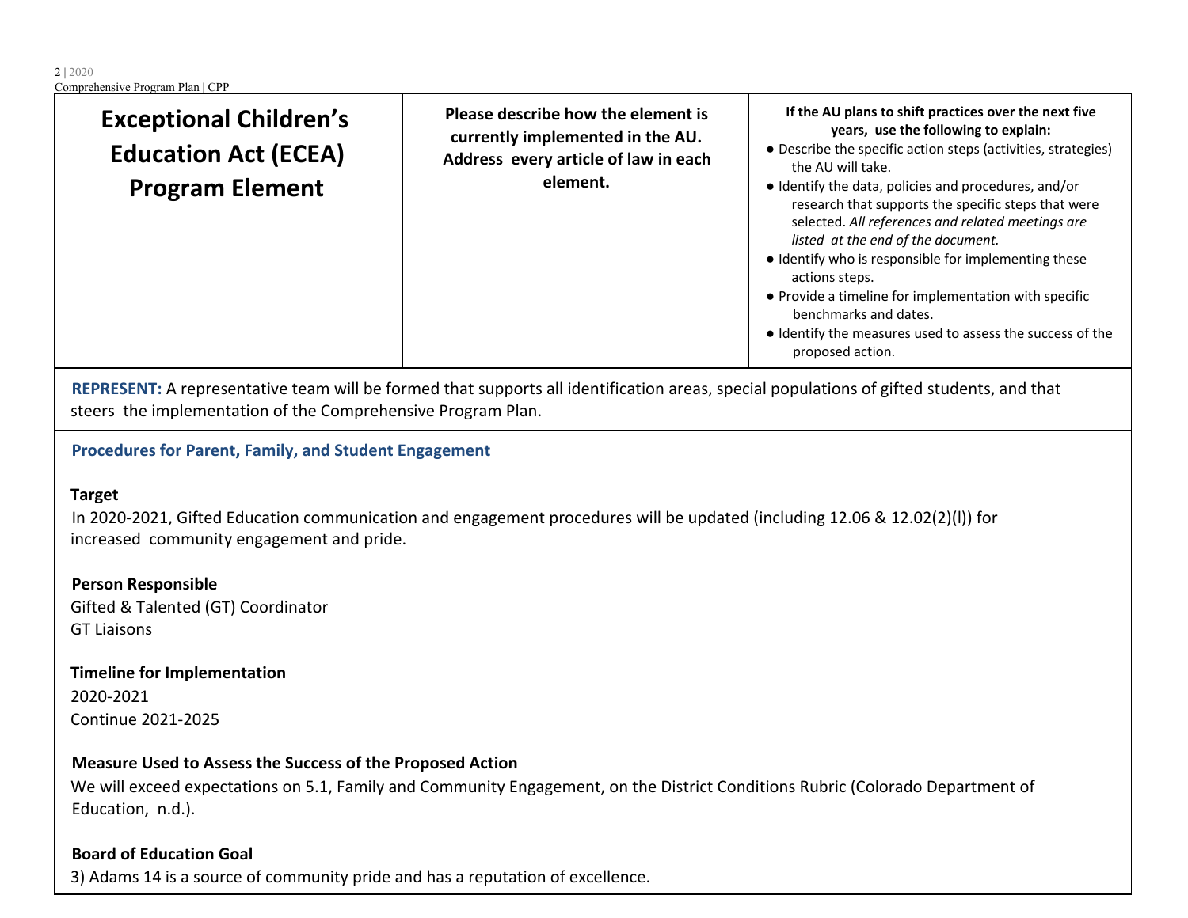| Exceptional Children's Education Act (ECEA) Program Element | Please describe how the element is currently implemented in the AU. Address every article of law in each element. | If the AU plans to shift practices over the next five years, use the following to explain:<br>● Describe the specific action steps (activities, strategies) the AU will take.<br>● Identify the data, policies and procedures, and/or research that supports the specific steps that were selected. *All references and related meetings are listed at the end of the document.*<br>● Identify who is responsible for implementing these actions steps.<br>● Provide a timeline for implementation with specific benchmarks and dates.<br>● Identify the measures used to assess the success of the proposed action. |
|---|---|---|

**REPRESENT:** A representative team will be formed that supports all identification areas, special populations of gifted students, and that steers the implementation of the Comprehensive Program Plan.

**Procedures for Parent, Family, and Student Engagement**

**Target**
In 2020-2021, Gifted Education communication and engagement procedures will be updated (including 12.06 & 12.02(2)(l)) for increased community engagement and pride.

**Person Responsible**
Gifted & Talented (GT) Coordinator
GT Liaisons

**Timeline for Implementation**
2020-2021
Continue 2021-2025

**Measure Used to Assess the Success of the Proposed Action**
We will exceed expectations on 5.1, Family and Community Engagement, on the District Conditions Rubric (Colorado Department of Education, n.d.).

**Board of Education Goal**
3) Adams 14 is a source of community pride and has a reputation of excellence.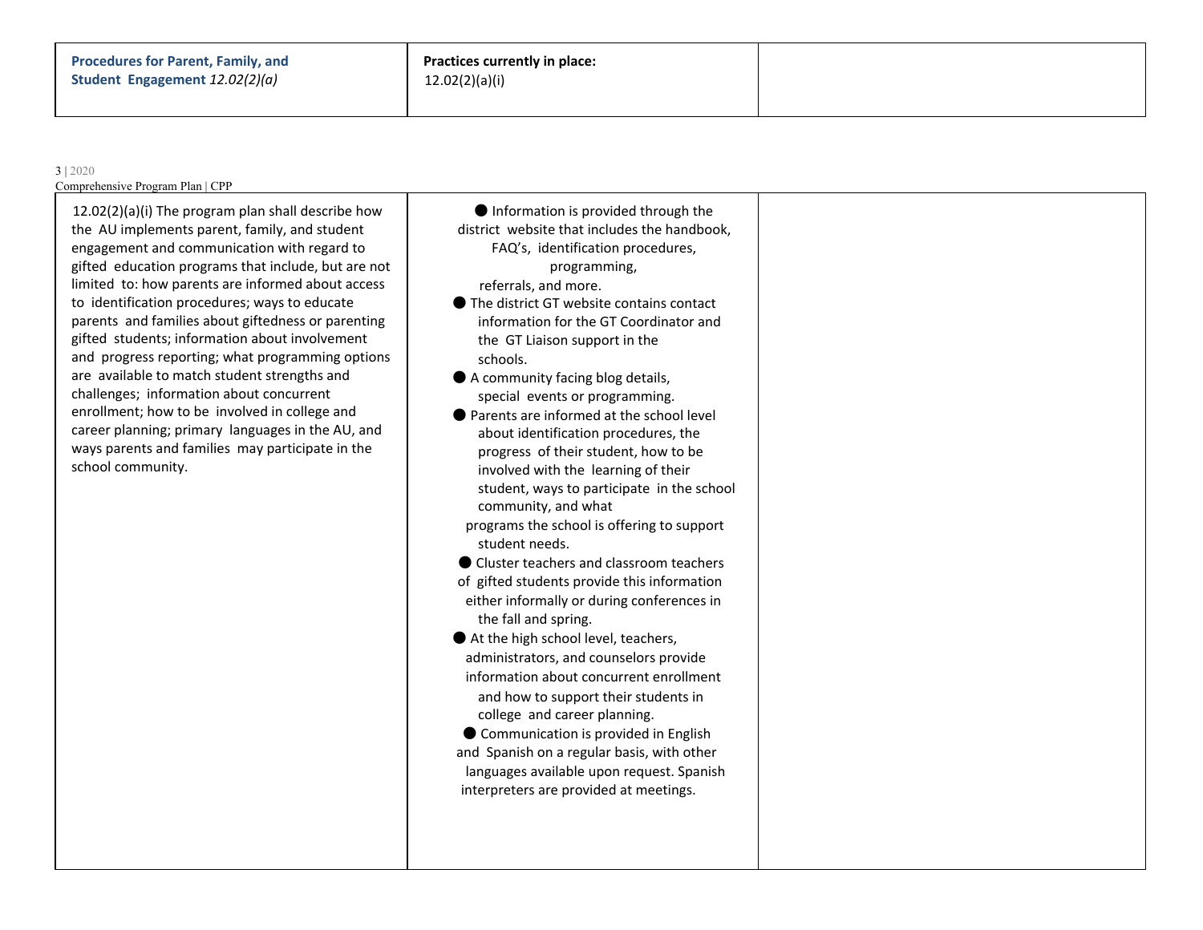| **Procedures for Parent, Family, and Student Engagement** *12.02(2)(a)* | **Practices currently in place:** 12.02(2)(a)(i) | |
|---|---|---|
| 12.02(2)(a)(i) The program plan shall describe how the AU implements parent, family, and student engagement and communication with regard to gifted education programs that include, but are not limited to: how parents are informed about access to identification procedures; ways to educate parents and families about giftedness or parenting gifted students; information about involvement and progress reporting; what programming options are available to match student strengths and challenges; information about concurrent enrollment; how to be involved in college and career planning; primary languages in the AU, and ways parents and families may participate in the school community. | ● Information is provided through the district website that includes the handbook, FAQ's, identification procedures, programming, referrals, and more.<br>● The district GT website contains contact information for the GT Coordinator and the GT Liaison support in the schools.<br>● A community facing blog details, special events or programming.<br>● Parents are informed at the school level about identification procedures, the progress of their student, how to be involved with the learning of their student, ways to participate in the school community, and what programs the school is offering to support student needs.<br>● Cluster teachers and classroom teachers of gifted students provide this information either informally or during conferences in the fall and spring.<br>● At the high school level, teachers, administrators, and counselors provide information about concurrent enrollment and how to support their students in college and career planning.<br>● Communication is provided in English and Spanish on a regular basis, with other languages available upon request. Spanish interpreters are provided at meetings. | |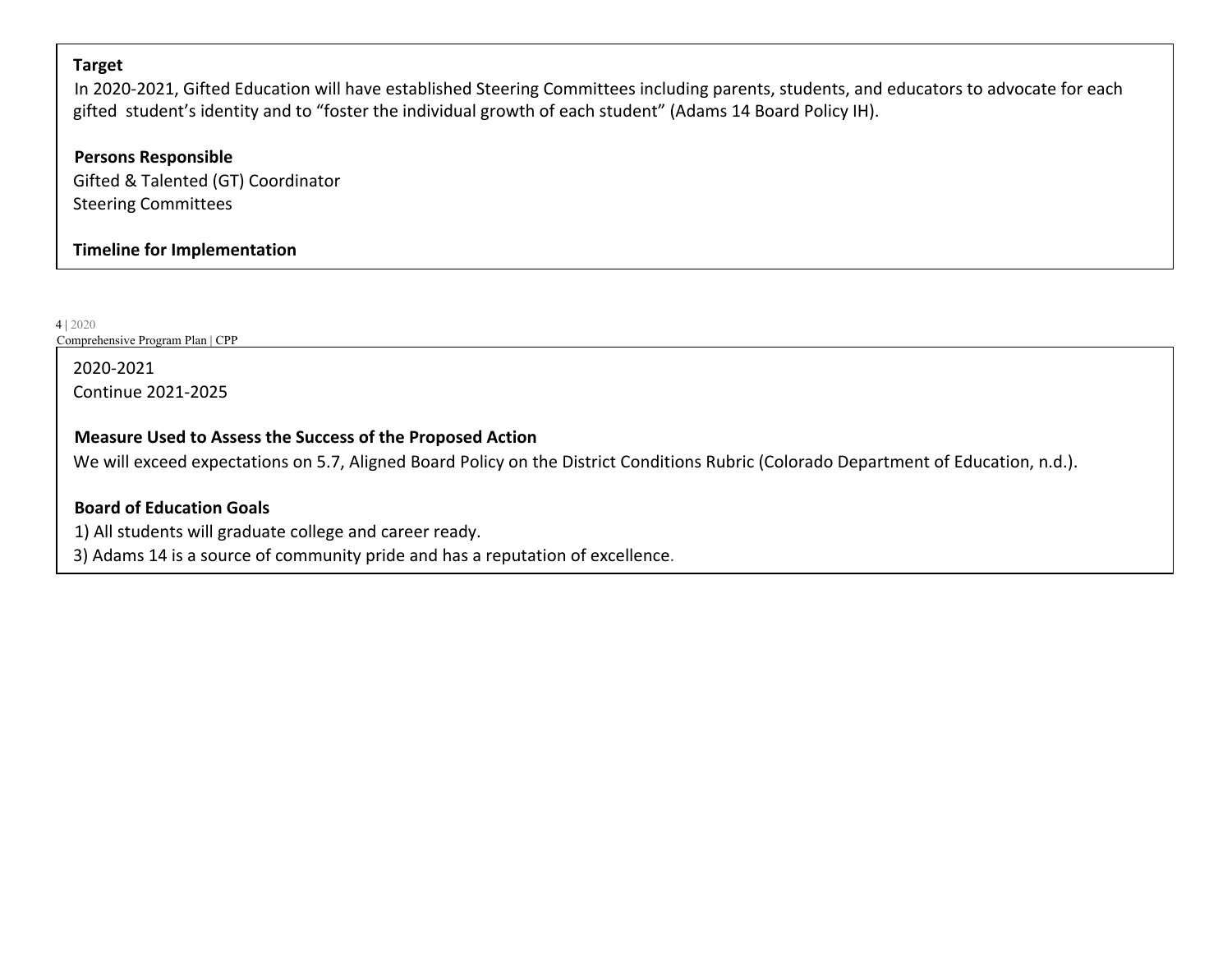**Target**

In 2020-2021, Gifted Education will have established Steering Committees including parents, students, and educators to advocate for each gifted student's identity and to "foster the individual growth of each student" (Adams 14 Board Policy IH).

**Persons Responsible**

Gifted & Talented (GT) Coordinator
Steering Committees

**Timeline for Implementation**

2020-2021
Continue 2021-2025

**Measure Used to Assess the Success of the Proposed Action**

We will exceed expectations on 5.7, Aligned Board Policy on the District Conditions Rubric (Colorado Department of Education, n.d.).

**Board of Education Goals**

1) All students will graduate college and career ready.
3) Adams 14 is a source of community pride and has a reputation of excellence.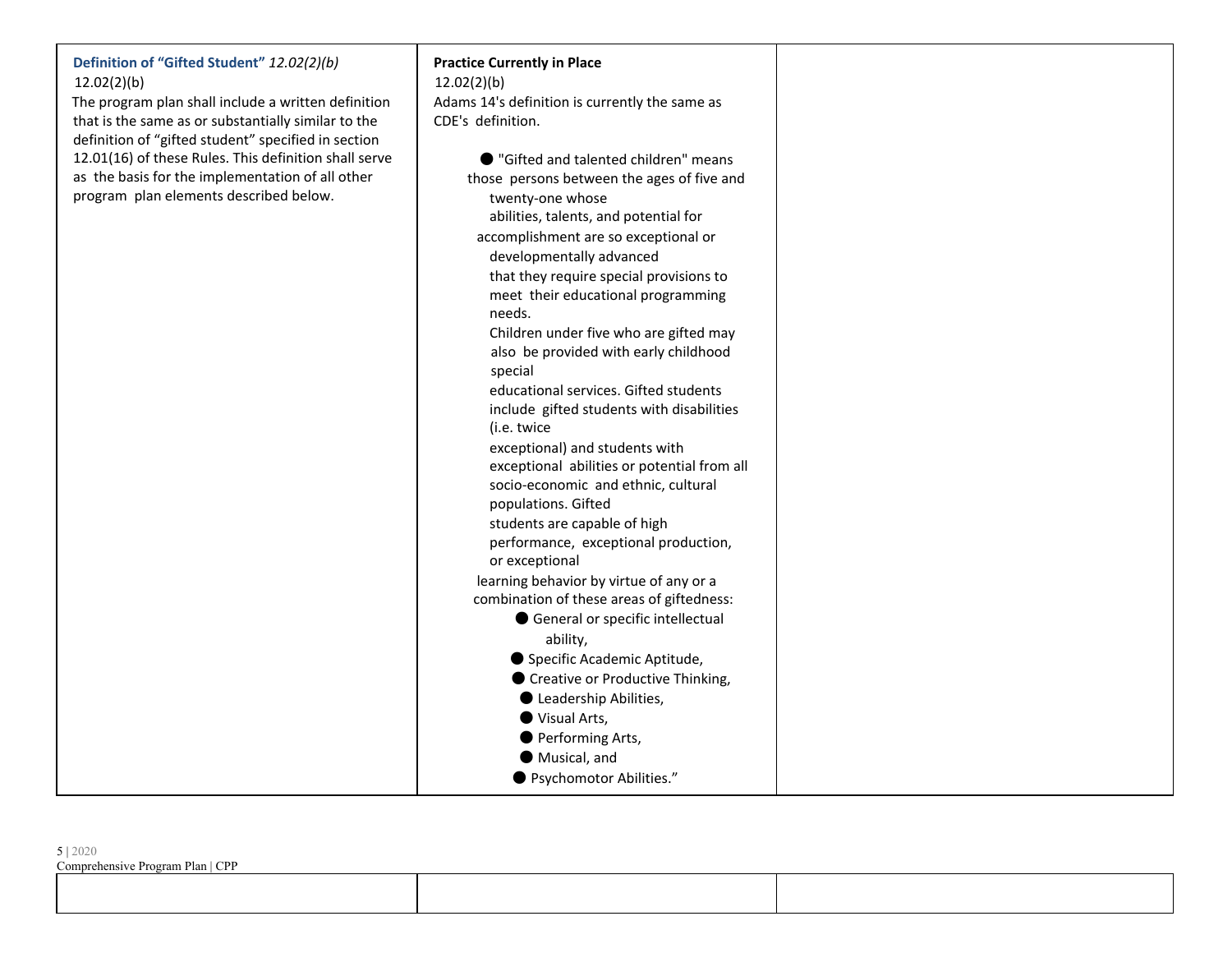| **Definition of "Gifted Student"** *12.02(2)(b)* 12.02(2)(b) The program plan shall include a written definition that is the same as or substantially similar to the definition of "gifted student" specified in section 12.01(16) of these Rules. This definition shall serve as the basis for the implementation of all other program plan elements described below. | **Practice Currently in Place** 12.02(2)(b) Adams 14's definition is currently the same as CDE's definition.<br><br>● "Gifted and talented children" means those persons between the ages of five and twenty-one whose abilities, talents, and potential for accomplishment are so exceptional or developmentally advanced that they require special provisions to meet their educational programming needs. Children under five who are gifted may also be provided with early childhood special educational services. Gifted students include gifted students with disabilities (i.e. twice exceptional) and students with exceptional abilities or potential from all socio-economic and ethnic, cultural populations. Gifted students are capable of high performance, exceptional production, or exceptional learning behavior by virtue of any or a combination of these areas of giftedness:<br>● General or specific intellectual ability,<br>● Specific Academic Aptitude,<br>● Creative or Productive Thinking,<br>● Leadership Abilities,<br>● Visual Arts,<br>● Performing Arts,<br>● Musical, and<br>● Psychomotor Abilities." | |
|---|---|---|
| | | |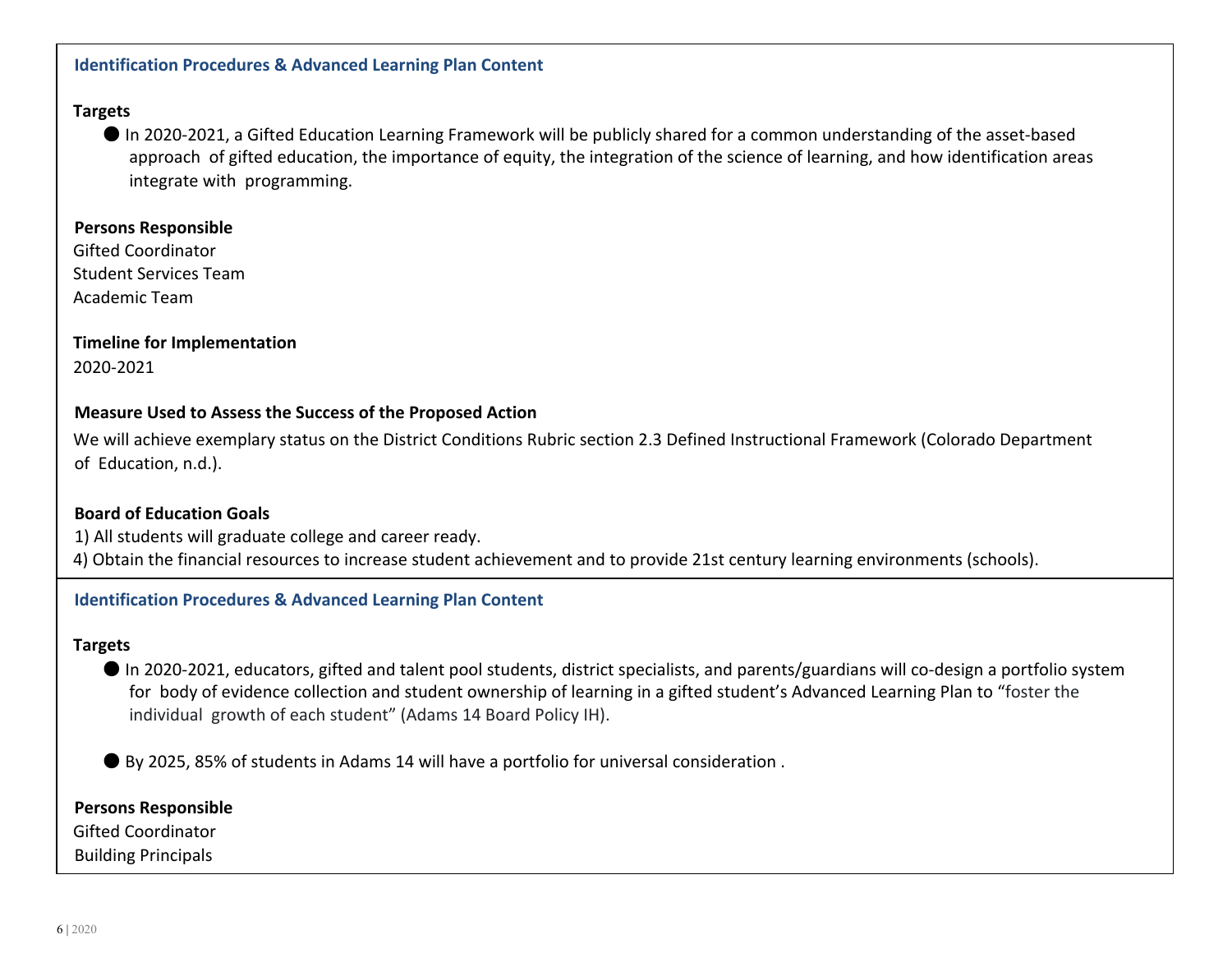### Identification Procedures & Advanced Learning Plan Content

**Targets**

- In 2020-2021, a Gifted Education Learning Framework will be publicly shared for a common understanding of the asset-based approach of gifted education, the importance of equity, the integration of the science of learning, and how identification areas integrate with programming.

**Persons Responsible**

Gifted Coordinator
Student Services Team
Academic Team

**Timeline for Implementation**

2020-2021

**Measure Used to Assess the Success of the Proposed Action**

We will achieve exemplary status on the District Conditions Rubric section 2.3 Defined Instructional Framework (Colorado Department of Education, n.d.).

**Board of Education Goals**

1) All students will graduate college and career ready.
4) Obtain the financial resources to increase student achievement and to provide 21st century learning environments (schools).

### Identification Procedures & Advanced Learning Plan Content

**Targets**

- In 2020-2021, educators, gifted and talent pool students, district specialists, and parents/guardians will co-design a portfolio system for body of evidence collection and student ownership of learning in a gifted student's Advanced Learning Plan to "foster the individual growth of each student" (Adams 14 Board Policy IH).

- By 2025, 85% of students in Adams 14 will have a portfolio for universal consideration .

**Persons Responsible**

Gifted Coordinator
Building Principals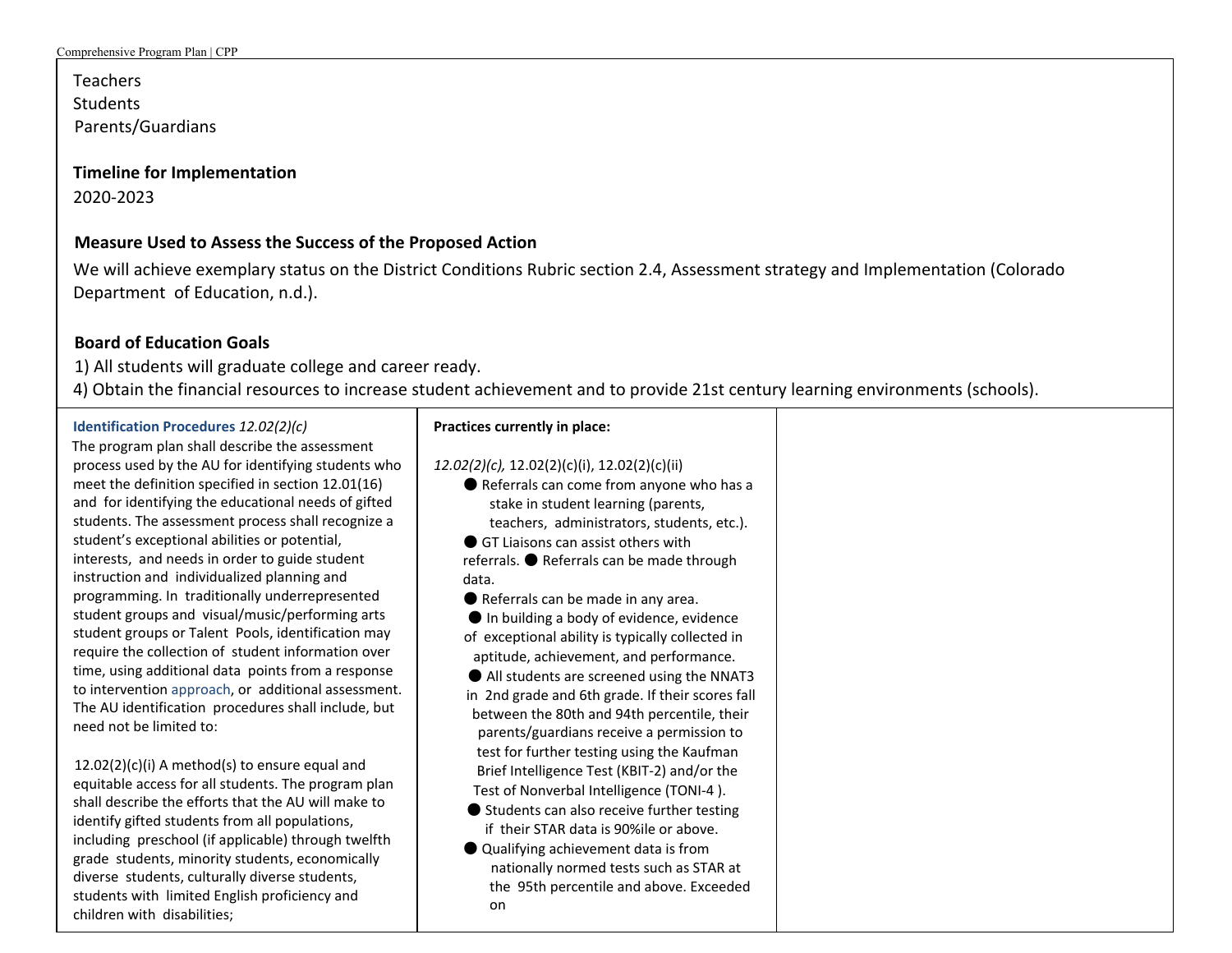Teachers
Students
Parents/Guardians

**Timeline for Implementation**
2020-2023

**Measure Used to Assess the Success of the Proposed Action**

We will achieve exemplary status on the District Conditions Rubric section 2.4, Assessment strategy and Implementation (Colorado Department of Education, n.d.).

**Board of Education Goals**

1) All students will graduate college and career ready.
4) Obtain the financial resources to increase student achievement and to provide 21st century learning environments (schools).

| **Identification Procedures** *12.02(2)(c)* | **Practices currently in place:** | |
|---|---|---|
| The program plan shall describe the assessment process used by the AU for identifying students who meet the definition specified in section 12.01(16) and for identifying the educational needs of gifted students. The assessment process shall recognize a student's exceptional abilities or potential, interests, and needs in order to guide student instruction and individualized planning and programming. In traditionally underrepresented student groups and visual/music/performing arts student groups or Talent Pools, identification may require the collection of student information over time, using additional data points from a response to intervention approach, or additional assessment. The AU identification procedures shall include, but need not be limited to:<br><br>12.02(2)(c)(i) A method(s) to ensure equal and equitable access for all students. The program plan shall describe the efforts that the AU will make to identify gifted students from all populations, including preschool (if applicable) through twelfth grade students, minority students, economically diverse students, culturally diverse students, students with limited English proficiency and children with disabilities; | *12.02(2)(c),* 12.02(2)(c)(i), 12.02(2)(c)(ii)<br>● Referrals can come from anyone who has a stake in student learning (parents, teachers, administrators, students, etc.).<br>● GT Liaisons can assist others with referrals.<br>● Referrals can be made through data.<br>● Referrals can be made in any area.<br>● In building a body of evidence, evidence of exceptional ability is typically collected in aptitude, achievement, and performance.<br>● All students are screened using the NNAT3 in 2nd grade and 6th grade. If their scores fall between the 80th and 94th percentile, their parents/guardians receive a permission to test for further testing using the Kaufman Brief Intelligence Test (KBIT-2) and/or the Test of Nonverbal Intelligence (TONI-4 ).<br>● Students can also receive further testing if their STAR data is 90%ile or above.<br>● Qualifying achievement data is from nationally normed tests such as STAR at the 95th percentile and above. Exceeded on | |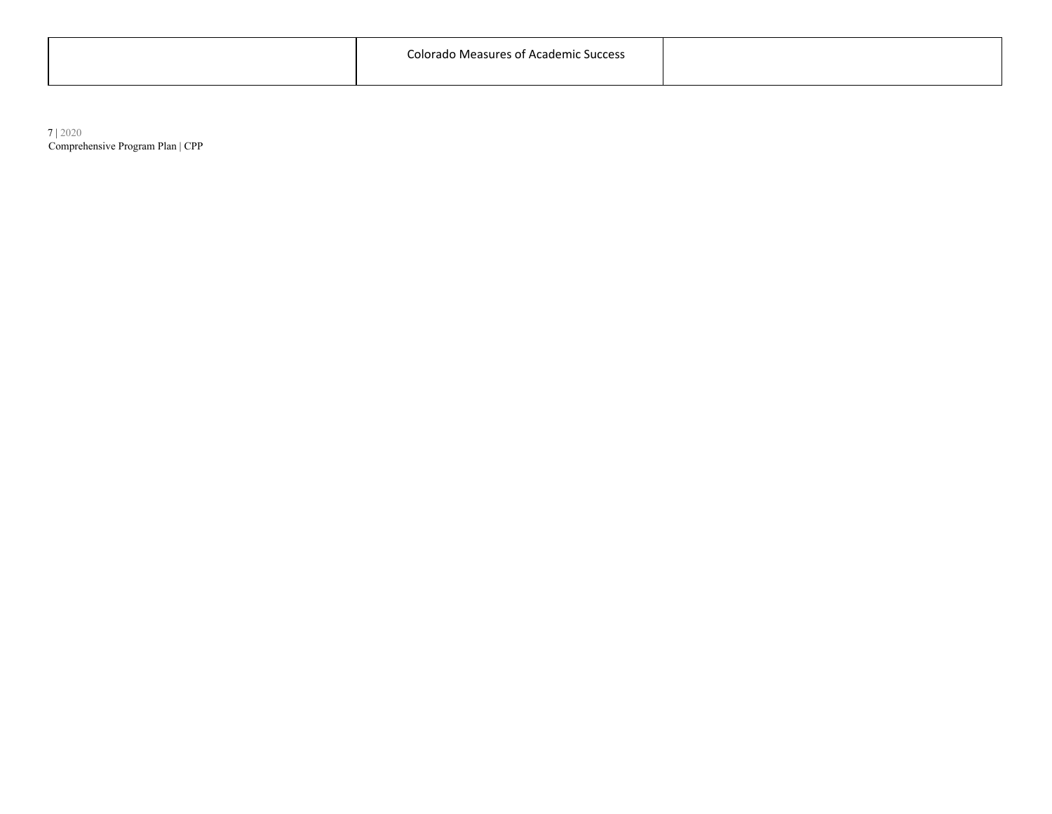| | Colorado Measures of Academic Success | |
|---|---|---|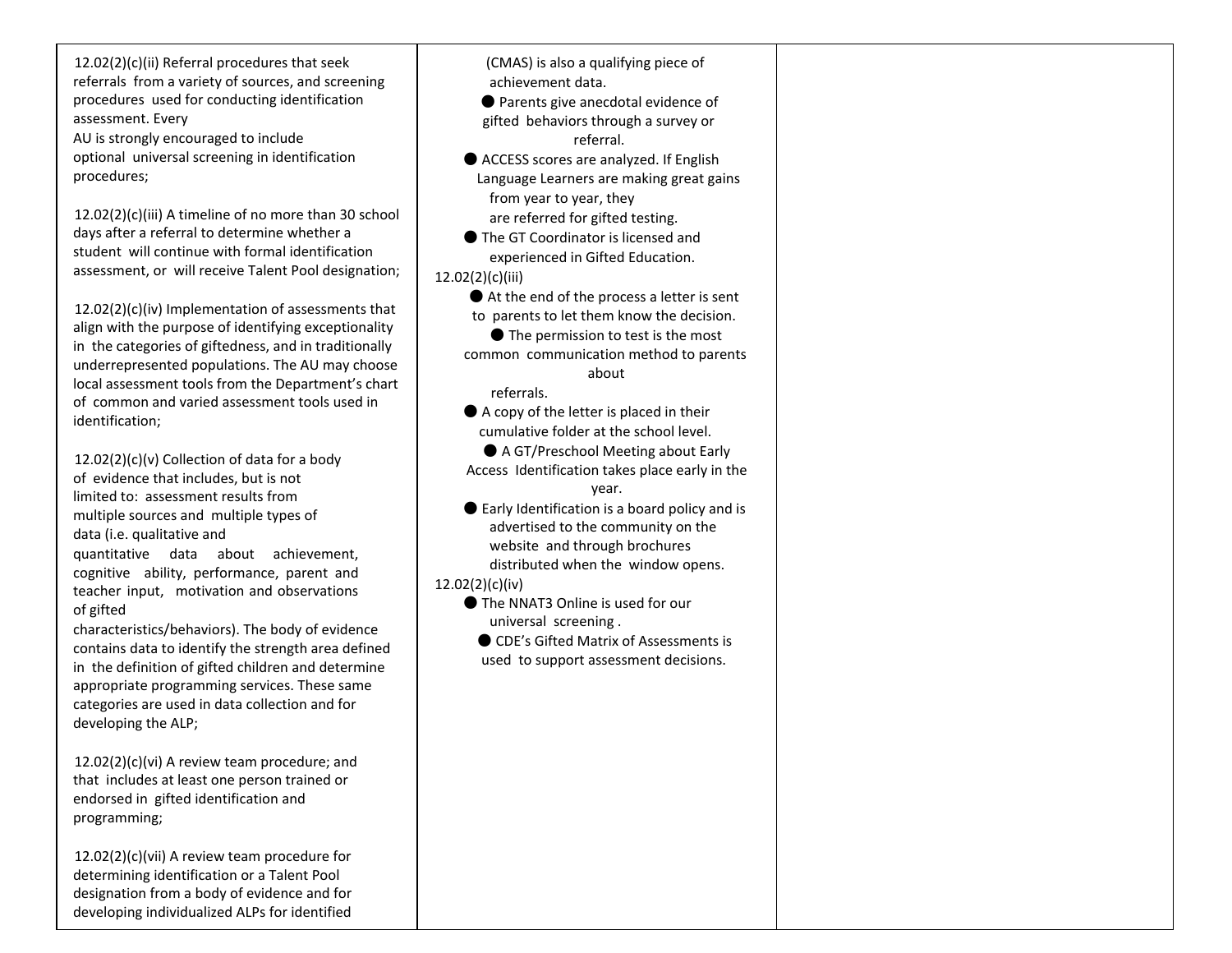| | | |
|---|---|---|
| 12.02(2)(c)(ii) Referral procedures that seek referrals from a variety of sources, and screening procedures used for conducting identification assessment. Every AU is strongly encouraged to include optional universal screening in identification procedures;<br><br>12.02(2)(c)(iii) A timeline of no more than 30 school days after a referral to determine whether a student will continue with formal identification assessment, or will receive Talent Pool designation;<br><br>12.02(2)(c)(iv) Implementation of assessments that align with the purpose of identifying exceptionality in the categories of giftedness, and in traditionally underrepresented populations. The AU may choose local assessment tools from the Department's chart of common and varied assessment tools used in identification;<br><br>12.02(2)(c)(v) Collection of data for a body of evidence that includes, but is not limited to: assessment results from multiple sources and multiple types of data (i.e. qualitative and quantitative data about achievement, cognitive ability, performance, parent and teacher input, motivation and observations of gifted characteristics/behaviors). The body of evidence contains data to identify the strength area defined in the definition of gifted children and determine appropriate programming services. These same categories are used in data collection and for developing the ALP;<br><br>12.02(2)(c)(vi) A review team procedure; and that includes at least one person trained or endorsed in gifted identification and programming;<br><br>12.02(2)(c)(vii) A review team procedure for determining identification or a Talent Pool designation from a body of evidence and for developing individualized ALPs for identified | (CMAS) is also a qualifying piece of achievement data.<br>● Parents give anecdotal evidence of gifted behaviors through a survey or referral.<br>● ACCESS scores are analyzed. If English Language Learners are making great gains from year to year, they are referred for gifted testing.<br>● The GT Coordinator is licensed and experienced in Gifted Education.<br>12.02(2)(c)(iii)<br>● At the end of the process a letter is sent to parents to let them know the decision.<br>● The permission to test is the most common communication method to parents about referrals.<br>● A copy of the letter is placed in their cumulative folder at the school level.<br>● A GT/Preschool Meeting about Early Access Identification takes place early in the year.<br>● Early Identification is a board policy and is advertised to the community on the website and through brochures distributed when the window opens.<br>12.02(2)(c)(iv)<br>● The NNAT3 Online is used for our universal screening .<br>● CDE's Gifted Matrix of Assessments is used to support assessment decisions. | |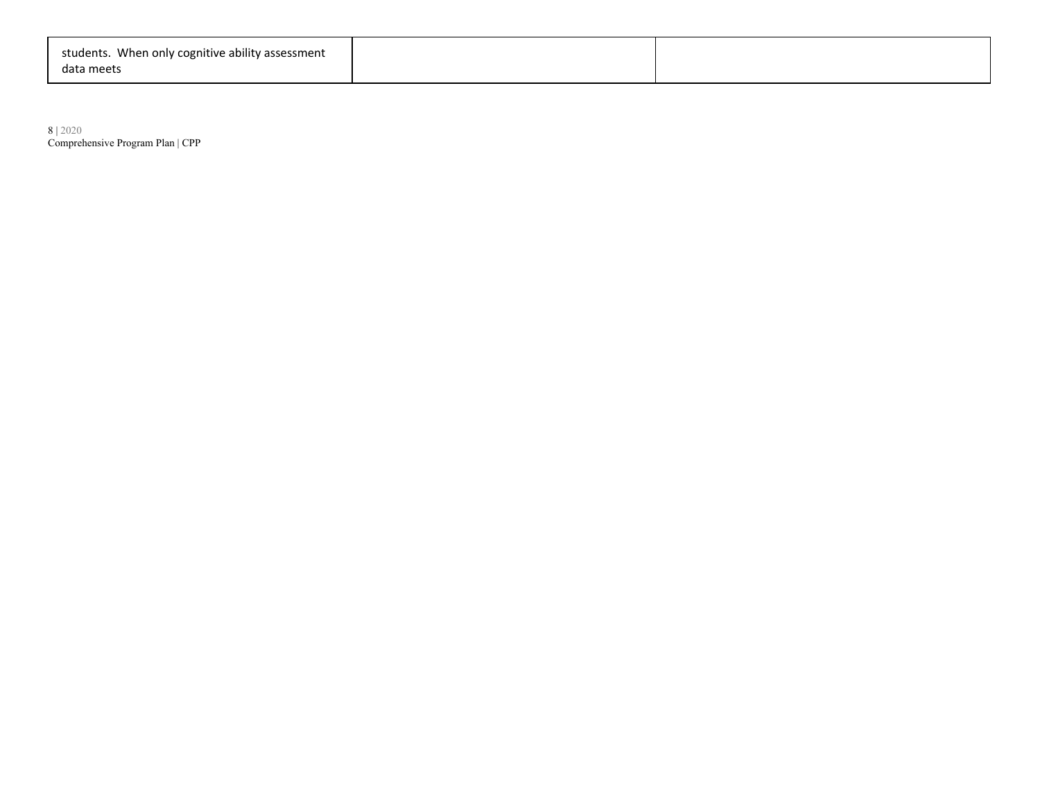| | | |
|---|---|---|
| students. When only cognitive ability assessment data meets | | |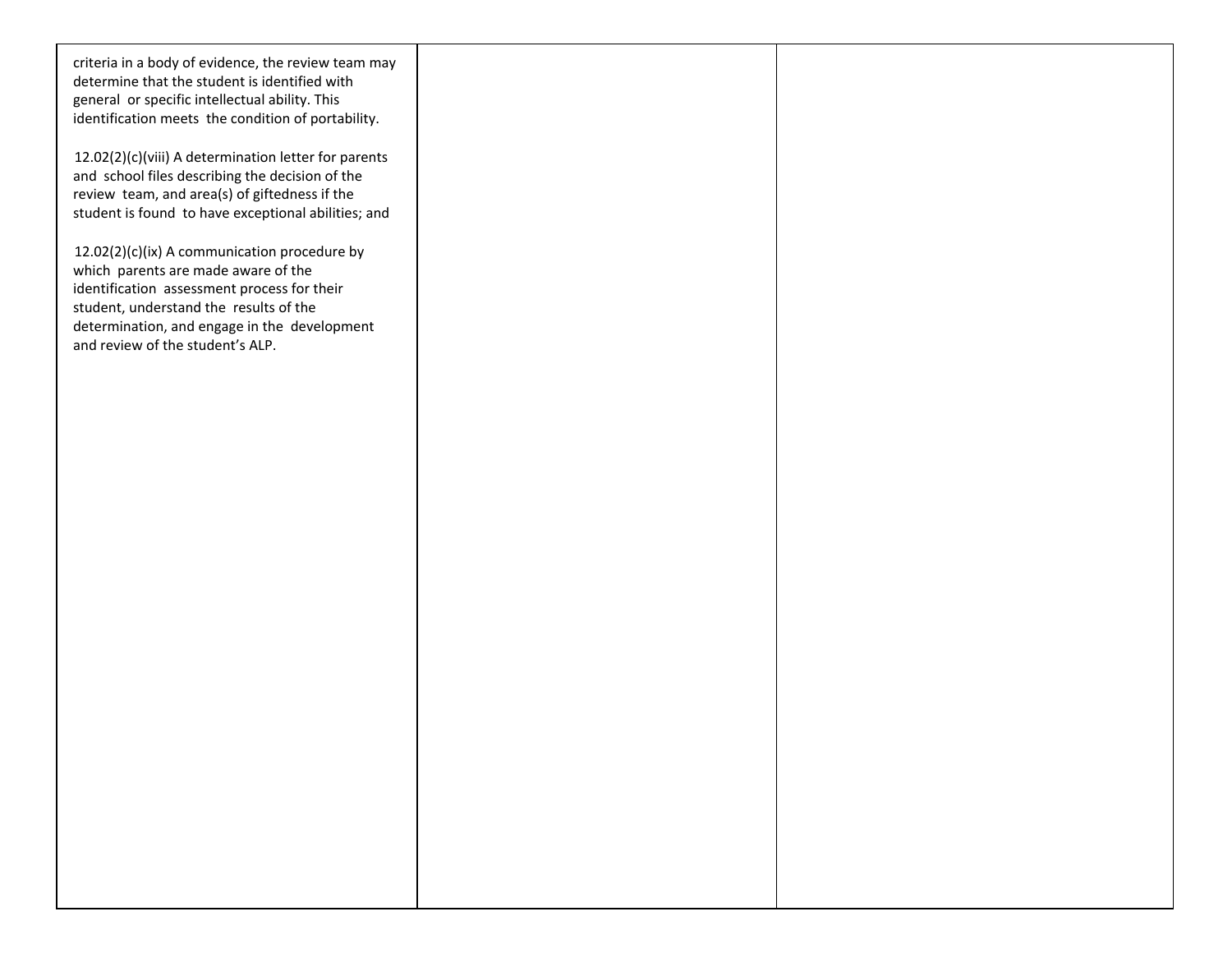| | | |
|---|---|---|
| criteria in a body of evidence, the review team may determine that the student is identified with general or specific intellectual ability. This identification meets the condition of portability.<br><br>12.02(2)(c)(viii) A determination letter for parents and school files describing the decision of the review team, and area(s) of giftedness if the student is found to have exceptional abilities; and<br><br>12.02(2)(c)(ix) A communication procedure by which parents are made aware of the identification assessment process for their student, understand the results of the determination, and engage in the development and review of the student's ALP. | | |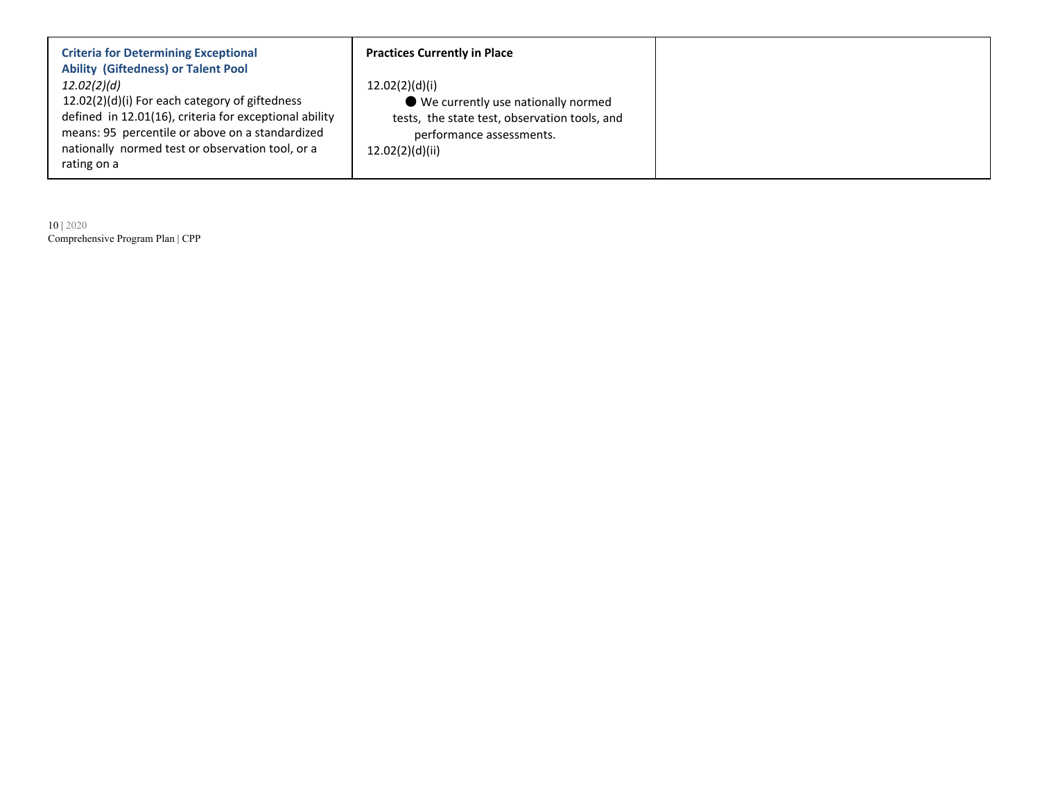| **Criteria for Determining Exceptional Ability (Giftedness) or Talent Pool**<br>*12.02(2)(d)*<br>12.02(2)(d)(i) For each category of giftedness defined in 12.01(16), criteria for exceptional ability means: 95 percentile or above on a standardized nationally normed test or observation tool, or a rating on a | **Practices Currently in Place**<br><br>12.02(2)(d)(i)<br>● We currently use nationally normed tests, the state test, observation tools, and performance assessments.<br>12.02(2)(d)(ii) | |
|---|---|---|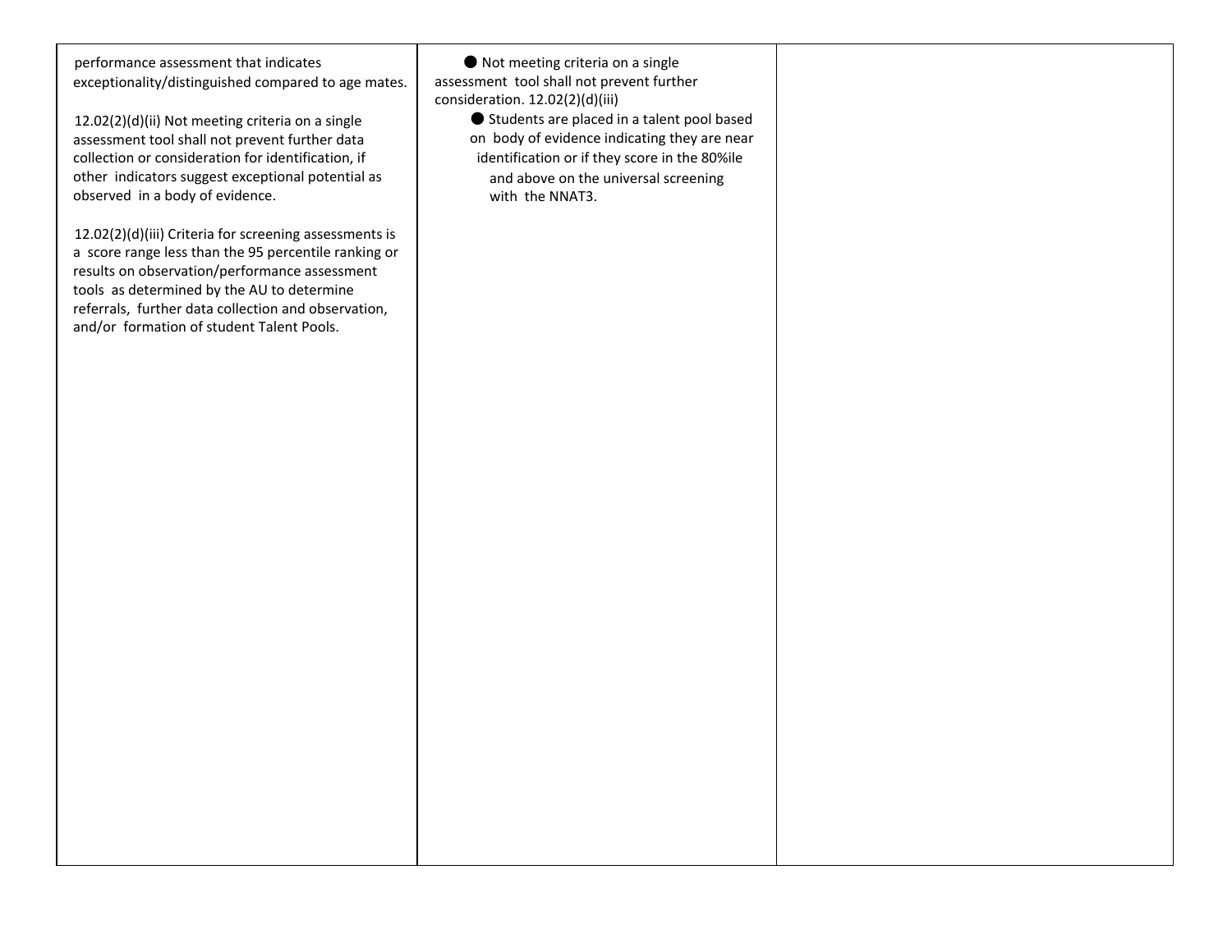| | | |
|---|---|---|
| performance assessment that indicates exceptionality/distinguished compared to age mates.<br><br>12.02(2)(d)(ii) Not meeting criteria on a single assessment tool shall not prevent further data collection or consideration for identification, if other indicators suggest exceptional potential as observed in a body of evidence.<br><br>12.02(2)(d)(iii) Criteria for screening assessments is a score range less than the 95 percentile ranking or results on observation/performance assessment tools as determined by the AU to determine referrals, further data collection and observation, and/or formation of student Talent Pools. | ● Not meeting criteria on a single assessment tool shall not prevent further consideration. 12.02(2)(d)(iii)<br>● Students are placed in a talent pool based on body of evidence indicating they are near identification or if they score in the 80%ile and above on the universal screening with the NNAT3. | |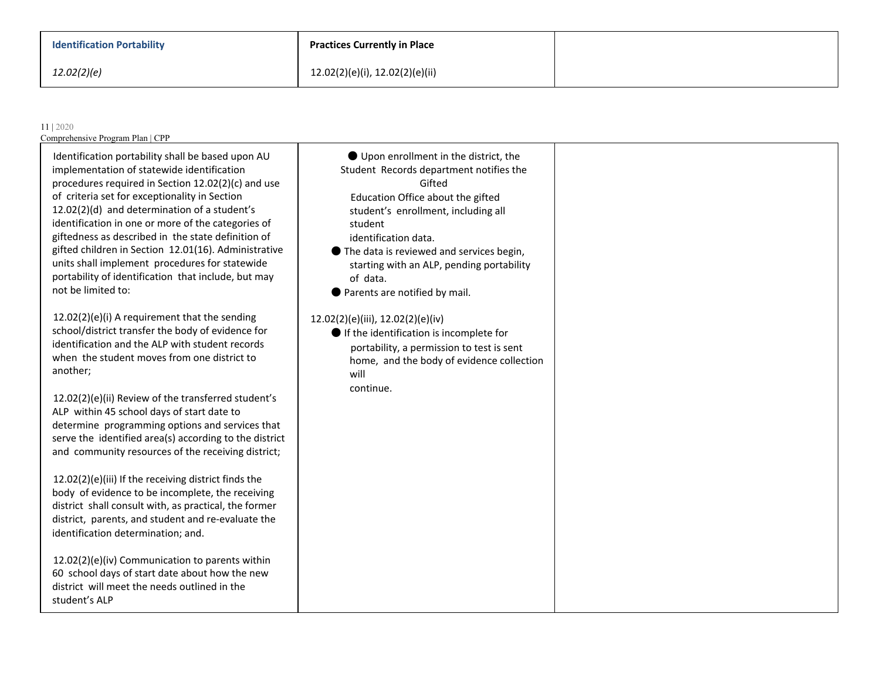| **Identification Portability** | **Practices Currently in Place** | |
|---|---|---|
| *12.02(2)(e)* | 12.02(2)(e)(i), 12.02(2)(e)(ii) | |
| Identification portability shall be based upon AU implementation of statewide identification procedures required in Section 12.02(2)(c) and use of criteria set for exceptionality in Section 12.02(2)(d) and determination of a student's identification in one or more of the categories of giftedness as described in the state definition of gifted children in Section 12.01(16). Administrative units shall implement procedures for statewide portability of identification that include, but may not be limited to:<br><br>12.02(2)(e)(i) A requirement that the sending school/district transfer the body of evidence for identification and the ALP with student records when the student moves from one district to another;<br><br>12.02(2)(e)(ii) Review of the transferred student's ALP within 45 school days of start date to determine programming options and services that serve the identified area(s) according to the district and community resources of the receiving district;<br><br>12.02(2)(e)(iii) If the receiving district finds the body of evidence to be incomplete, the receiving district shall consult with, as practical, the former district, parents, and student and re-evaluate the identification determination; and.<br><br>12.02(2)(e)(iv) Communication to parents within 60 school days of start date about how the new district will meet the needs outlined in the student's ALP | ● Upon enrollment in the district, the Student Records department notifies the Gifted Education Office about the gifted student's enrollment, including all student identification data.<br>● The data is reviewed and services begin, starting with an ALP, pending portability of data.<br>● Parents are notified by mail.<br><br>12.02(2)(e)(iii), 12.02(2)(e)(iv)<br>● If the identification is incomplete for portability, a permission to test is sent home, and the body of evidence collection will continue. | |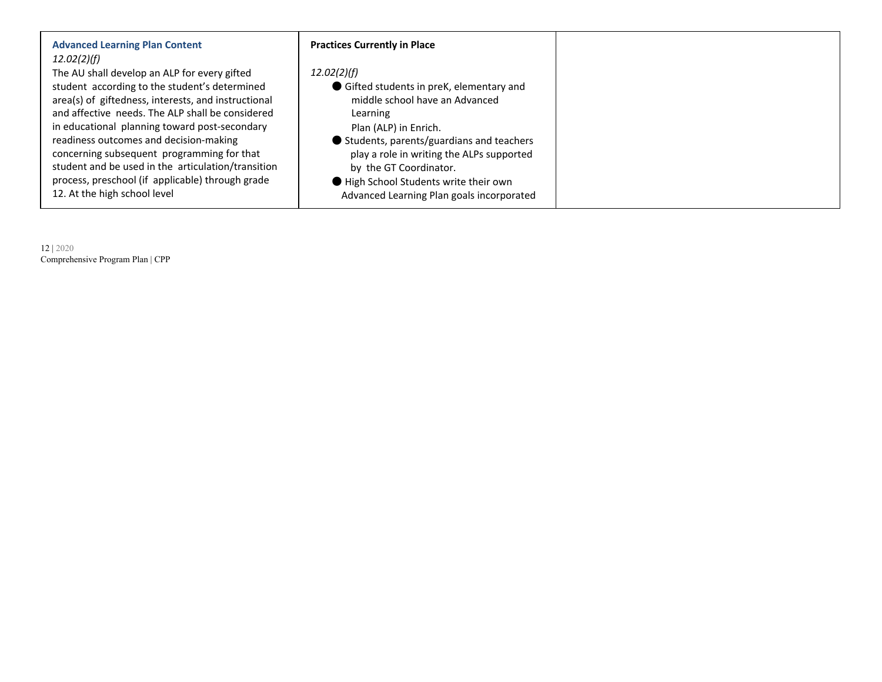| **Advanced Learning Plan Content**<br>*12.02(2)(f)*<br>The AU shall develop an ALP for every gifted student according to the student's determined area(s) of giftedness, interests, and instructional and affective needs. The ALP shall be considered in educational planning toward post-secondary readiness outcomes and decision-making concerning subsequent programming for that student and be used in the articulation/transition process, preschool (if applicable) through grade 12. At the high school level | **Practices Currently in Place**<br><br>*12.02(2)(f)*<br>● Gifted students in preK, elementary and middle school have an Advanced Learning Plan (ALP) in Enrich.<br>● Students, parents/guardians and teachers play a role in writing the ALPs supported by the GT Coordinator.<br>● High School Students write their own Advanced Learning Plan goals incorporated | |
|---|---|---|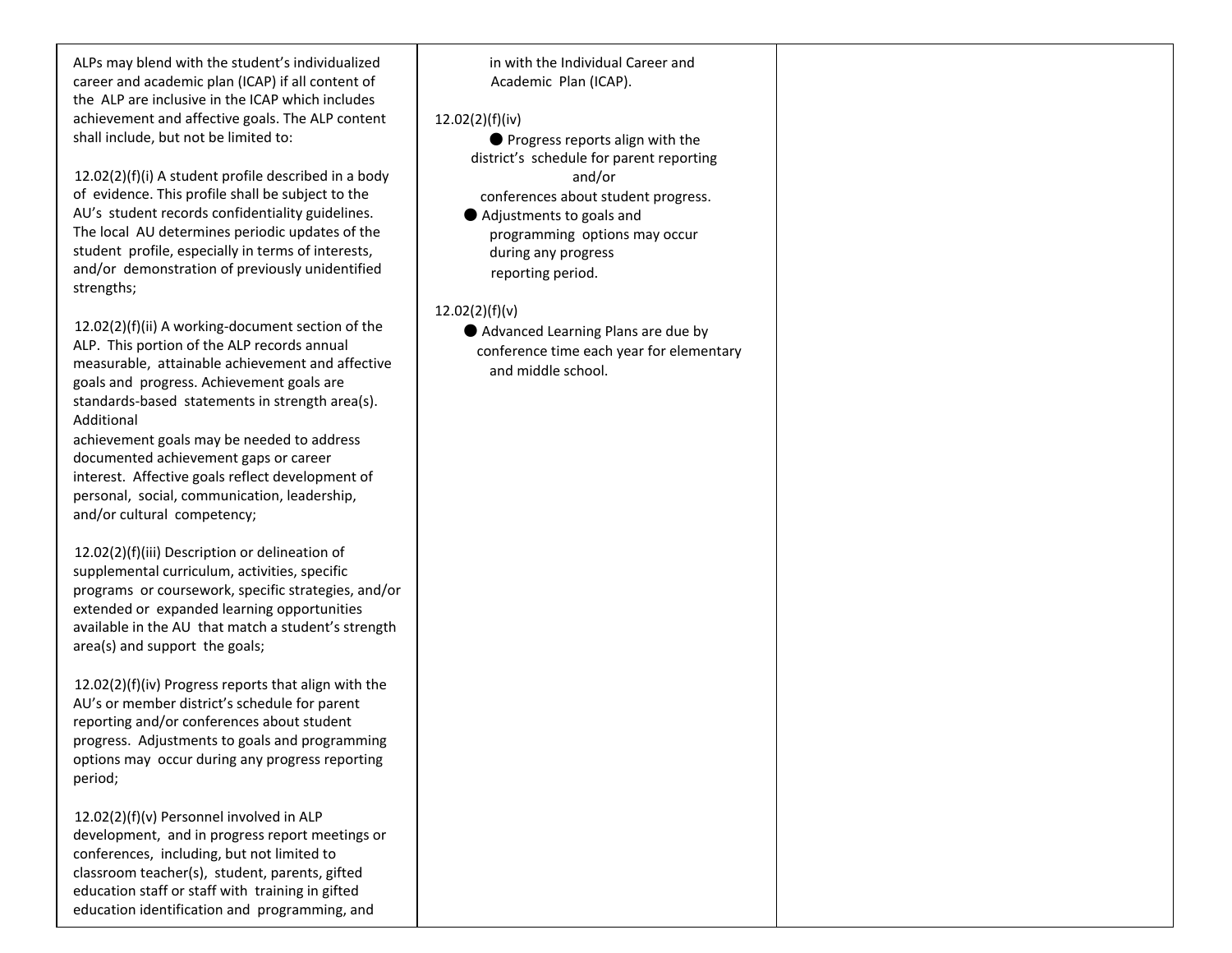| | | |
|---|---|---|
| ALPs may blend with the student's individualized career and academic plan (ICAP) if all content of the ALP are inclusive in the ICAP which includes achievement and affective goals. The ALP content shall include, but not be limited to:<br><br>12.02(2)(f)(i) A student profile described in a body of evidence. This profile shall be subject to the AU's student records confidentiality guidelines. The local AU determines periodic updates of the student profile, especially in terms of interests, and/or demonstration of previously unidentified strengths;<br><br>12.02(2)(f)(ii) A working-document section of the ALP. This portion of the ALP records annual measurable, attainable achievement and affective goals and progress. Achievement goals are standards-based statements in strength area(s). Additional achievement goals may be needed to address documented achievement gaps or career interest. Affective goals reflect development of personal, social, communication, leadership, and/or cultural competency;<br><br>12.02(2)(f)(iii) Description or delineation of supplemental curriculum, activities, specific programs or coursework, specific strategies, and/or extended or expanded learning opportunities available in the AU that match a student's strength area(s) and support the goals;<br><br>12.02(2)(f)(iv) Progress reports that align with the AU's or member district's schedule for parent reporting and/or conferences about student progress. Adjustments to goals and programming options may occur during any progress reporting period;<br><br>12.02(2)(f)(v) Personnel involved in ALP development, and in progress report meetings or conferences, including, but not limited to classroom teacher(s), student, parents, gifted education staff or staff with training in gifted education identification and programming, and | in with the Individual Career and Academic Plan (ICAP).<br><br>12.02(2)(f)(iv)<br>● Progress reports align with the district's schedule for parent reporting and/or conferences about student progress.<br>● Adjustments to goals and programming options may occur during any progress reporting period.<br><br>12.02(2)(f)(v)<br>● Advanced Learning Plans are due by conference time each year for elementary and middle school. | |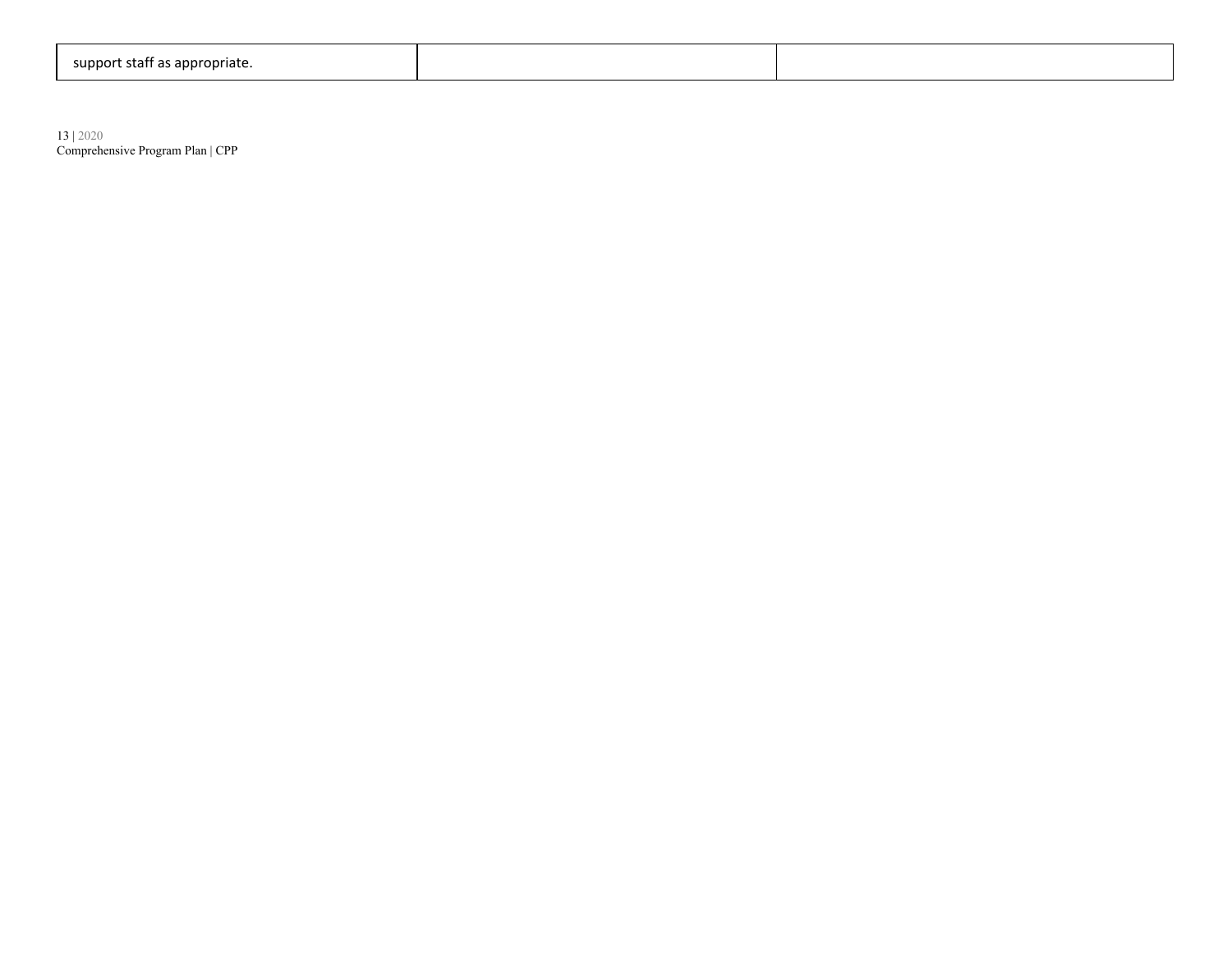| support staff as appropriate. | | |
|---|---|---|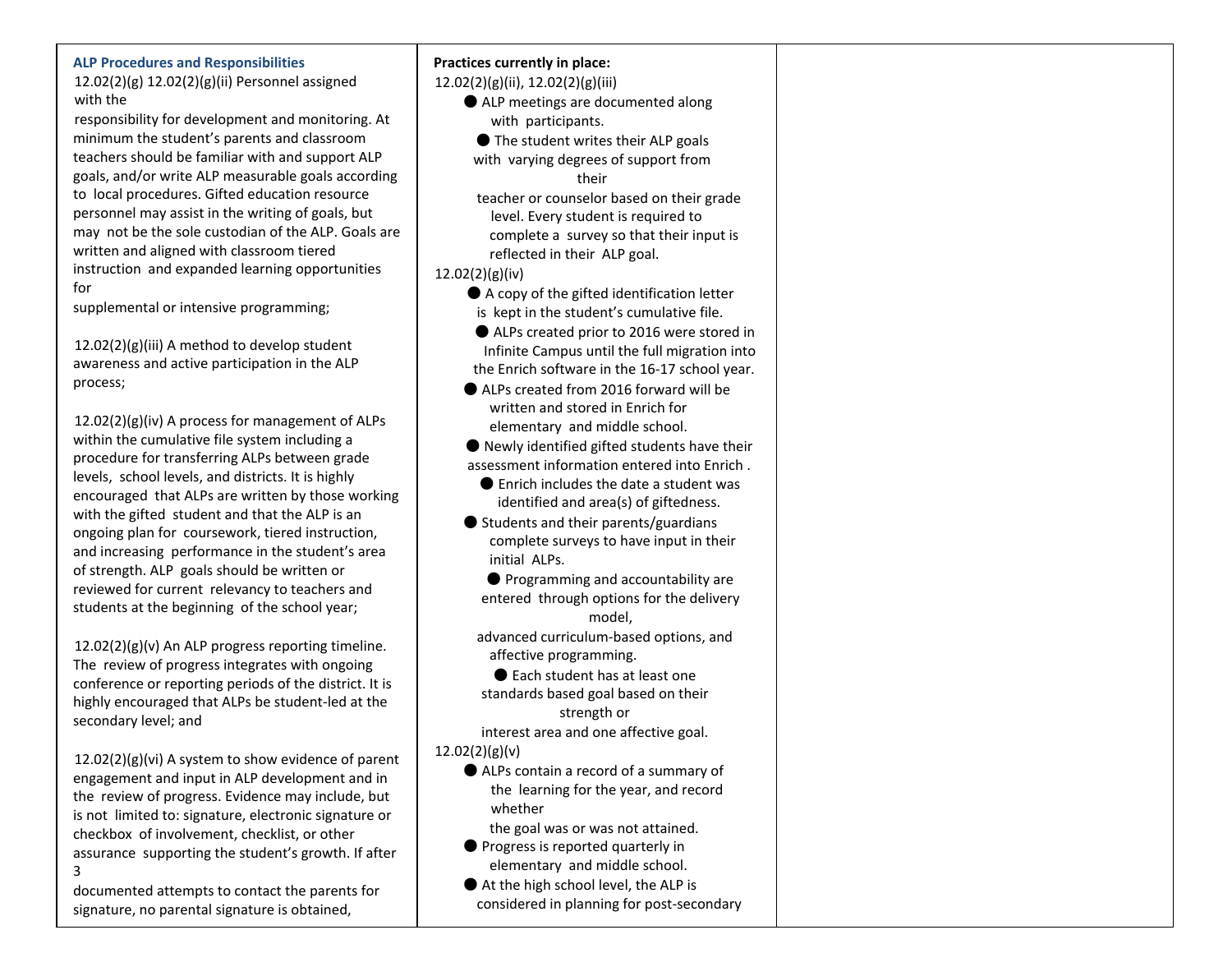| ALP Procedures and Responsibilities<br>12.02(2)(g) 12.02(2)(g)(ii) Personnel assigned with the responsibility for development and monitoring. At minimum the student's parents and classroom teachers should be familiar with and support ALP goals, and/or write ALP measurable goals according to local procedures. Gifted education resource personnel may assist in the writing of goals, but may not be the sole custodian of the ALP. Goals are written and aligned with classroom tiered instruction and expanded learning opportunities for supplemental or intensive programming;<br><br>12.02(2)(g)(iii) A method to develop student awareness and active participation in the ALP process;<br><br>12.02(2)(g)(iv) A process for management of ALPs within the cumulative file system including a procedure for transferring ALPs between grade levels, school levels, and districts. It is highly encouraged that ALPs are written by those working with the gifted student and that the ALP is an ongoing plan for coursework, tiered instruction, and increasing performance in the student's area of strength. ALP goals should be written or reviewed for current relevancy to teachers and students at the beginning of the school year;<br><br>12.02(2)(g)(v) An ALP progress reporting timeline. The review of progress integrates with ongoing conference or reporting periods of the district. It is highly encouraged that ALPs be student-led at the secondary level; and<br><br>12.02(2)(g)(vi) A system to show evidence of parent engagement and input in ALP development and in the review of progress. Evidence may include, but is not limited to: signature, electronic signature or checkbox of involvement, checklist, or other assurance supporting the student's growth. If after 3 documented attempts to contact the parents for signature, no parental signature is obtained, | **Practices currently in place:**<br>12.02(2)(g)(ii), 12.02(2)(g)(iii)<br>● ALP meetings are documented along with participants.<br>● The student writes their ALP goals with varying degrees of support from their teacher or counselor based on their grade level. Every student is required to complete a survey so that their input is reflected in their ALP goal.<br>12.02(2)(g)(iv)<br>● A copy of the gifted identification letter is kept in the student's cumulative file.<br>● ALPs created prior to 2016 were stored in Infinite Campus until the full migration into the Enrich software in the 16-17 school year.<br>● ALPs created from 2016 forward will be written and stored in Enrich for elementary and middle school.<br>● Newly identified gifted students have their assessment information entered into Enrich .<br>● Enrich includes the date a student was identified and area(s) of giftedness.<br>● Students and their parents/guardians complete surveys to have input in their initial ALPs.<br>● Programming and accountability are entered through options for the delivery model, advanced curriculum-based options, and affective programming.<br>● Each student has at least one standards based goal based on their strength or interest area and one affective goal.<br>12.02(2)(g)(v)<br>● ALPs contain a record of a summary of the learning for the year, and record whether the goal was or was not attained.<br>● Progress is reported quarterly in elementary and middle school.<br>● At the high school level, the ALP is considered in planning for post-secondary | |
|---|---|---|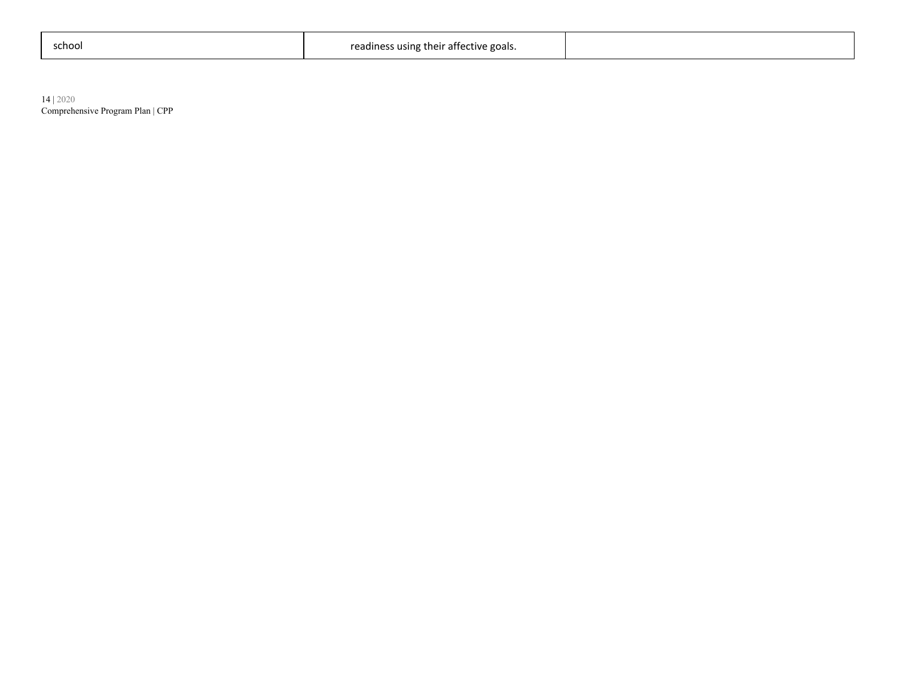| | | |
|---|---|---|
| school | readiness using their affective goals. | |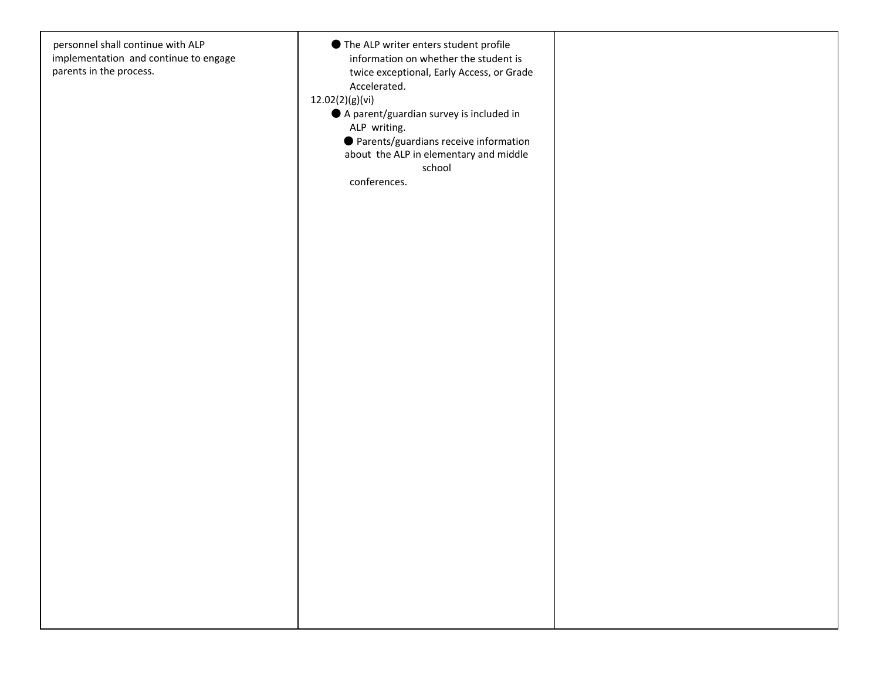| | | |
|---|---|---|
| personnel shall continue with ALP implementation and continue to engage parents in the process. | ● The ALP writer enters student profile information on whether the student is twice exceptional, Early Access, or Grade Accelerated.<br>12.02(2)(g)(vi)<br>● A parent/guardian survey is included in ALP writing.<br>● Parents/guardians receive information about the ALP in elementary and middle school conferences. | |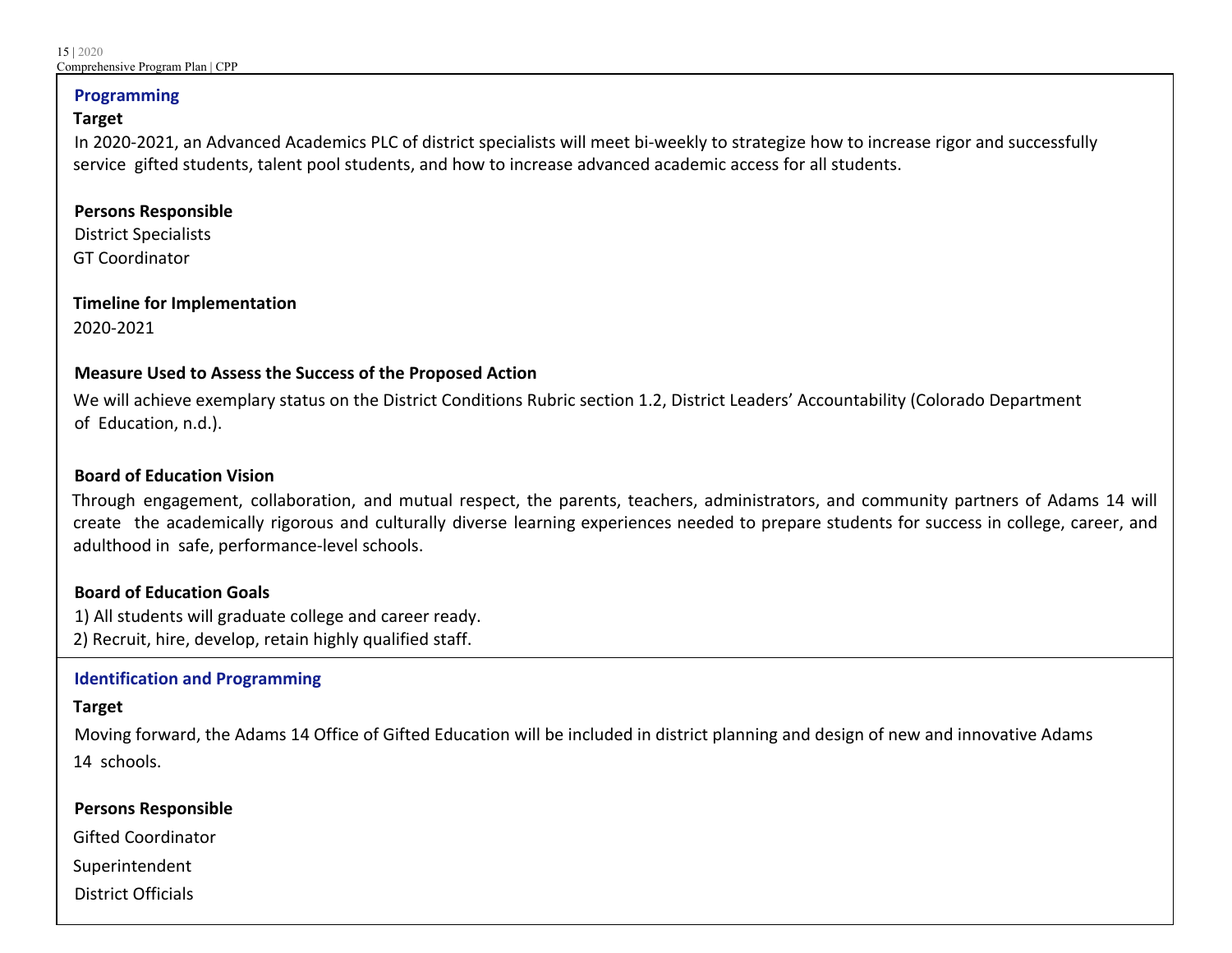### Programming

**Target**

In 2020-2021, an Advanced Academics PLC of district specialists will meet bi-weekly to strategize how to increase rigor and successfully service gifted students, talent pool students, and how to increase advanced academic access for all students.

**Persons Responsible**

District Specialists
GT Coordinator

**Timeline for Implementation**

2020-2021

**Measure Used to Assess the Success of the Proposed Action**

We will achieve exemplary status on the District Conditions Rubric section 1.2, District Leaders' Accountability (Colorado Department of Education, n.d.).

**Board of Education Vision**

Through engagement, collaboration, and mutual respect, the parents, teachers, administrators, and community partners of Adams 14 will create the academically rigorous and culturally diverse learning experiences needed to prepare students for success in college, career, and adulthood in safe, performance-level schools.

**Board of Education Goals**

1) All students will graduate college and career ready.
2) Recruit, hire, develop, retain highly qualified staff.

### Identification and Programming

**Target**

Moving forward, the Adams 14 Office of Gifted Education will be included in district planning and design of new and innovative Adams 14 schools.

**Persons Responsible**

Gifted Coordinator
Superintendent
District Officials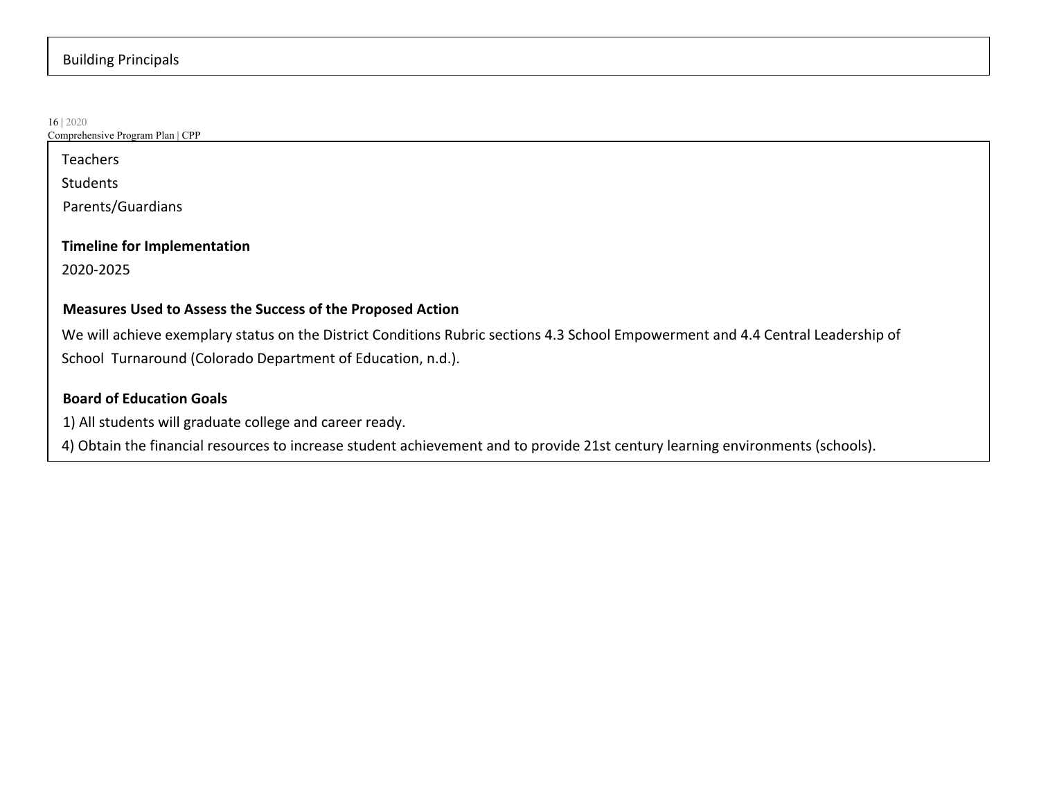Building Principals

Teachers

Students

Parents/Guardians

**Timeline for Implementation**

2020-2025

**Measures Used to Assess the Success of the Proposed Action**

We will achieve exemplary status on the District Conditions Rubric sections 4.3 School Empowerment and 4.4 Central Leadership of School Turnaround (Colorado Department of Education, n.d.).

**Board of Education Goals**

1) All students will graduate college and career ready.

4) Obtain the financial resources to increase student achievement and to provide 21st century learning environments (schools).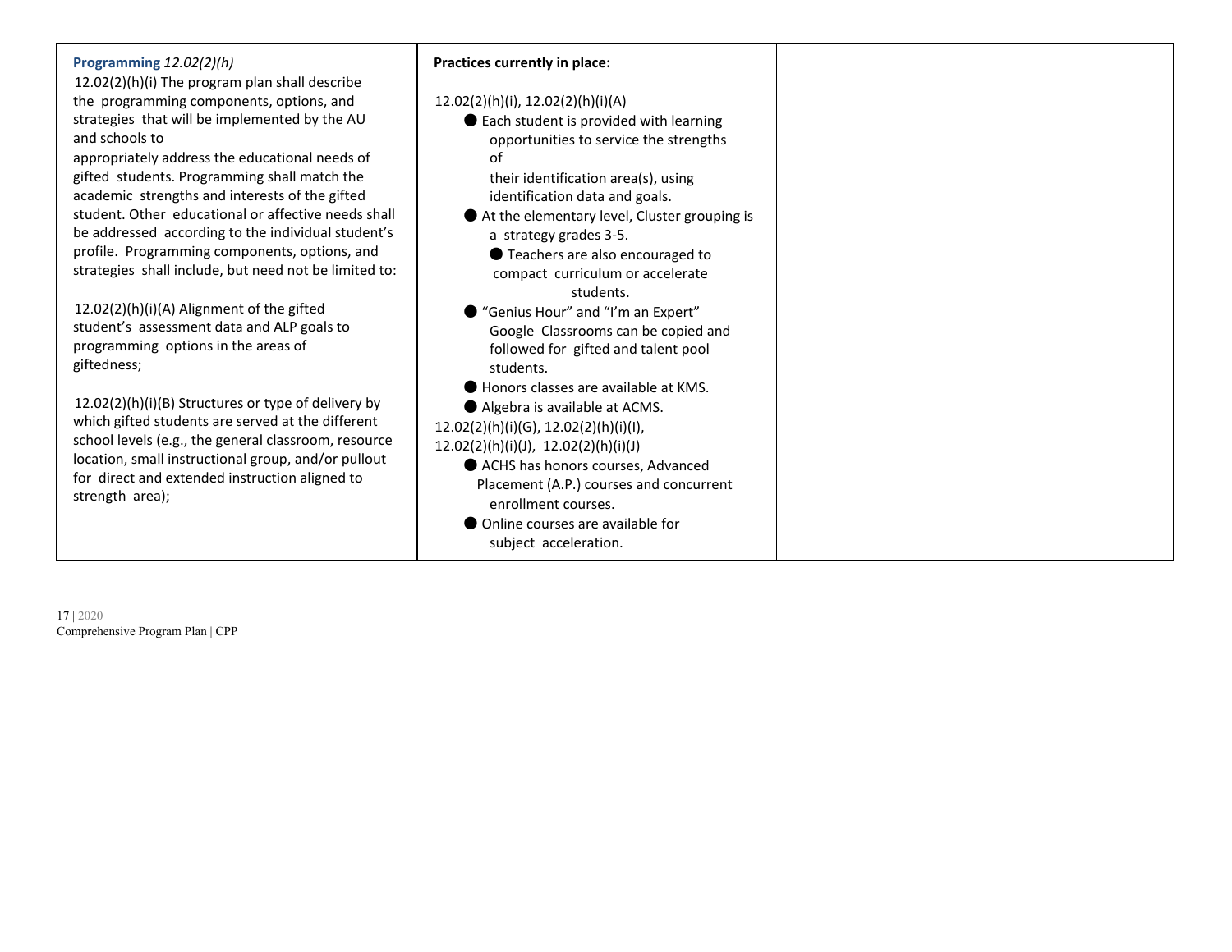| **Programming** *12.02(2)(h)*<br>12.02(2)(h)(i) The program plan shall describe the programming components, options, and strategies that will be implemented by the AU and schools to appropriately address the educational needs of gifted students. Programming shall match the academic strengths and interests of the gifted student. Other educational or affective needs shall be addressed according to the individual student's profile. Programming components, options, and strategies shall include, but need not be limited to:<br><br>12.02(2)(h)(i)(A) Alignment of the gifted student's assessment data and ALP goals to programming options in the areas of giftedness;<br><br>12.02(2)(h)(i)(B) Structures or type of delivery by which gifted students are served at the different school levels (e.g., the general classroom, resource location, small instructional group, and/or pullout for direct and extended instruction aligned to strength area); | **Practices currently in place:**<br><br>12.02(2)(h)(i), 12.02(2)(h)(i)(A)<br>● Each student is provided with learning opportunities to service the strengths of their identification area(s), using identification data and goals.<br>● At the elementary level, Cluster grouping is a strategy grades 3-5.<br>● Teachers are also encouraged to compact curriculum or accelerate students.<br>● "Genius Hour" and "I'm an Expert" Google Classrooms can be copied and followed for gifted and talent pool students.<br>● Honors classes are available at KMS.<br>● Algebra is available at ACMS.<br>12.02(2)(h)(i)(G), 12.02(2)(h)(i)(I), 12.02(2)(h)(i)(J), 12.02(2)(h)(i)(J)<br>● ACHS has honors courses, Advanced Placement (A.P.) courses and concurrent enrollment courses.<br>● Online courses are available for subject acceleration. | |
|---|---|---|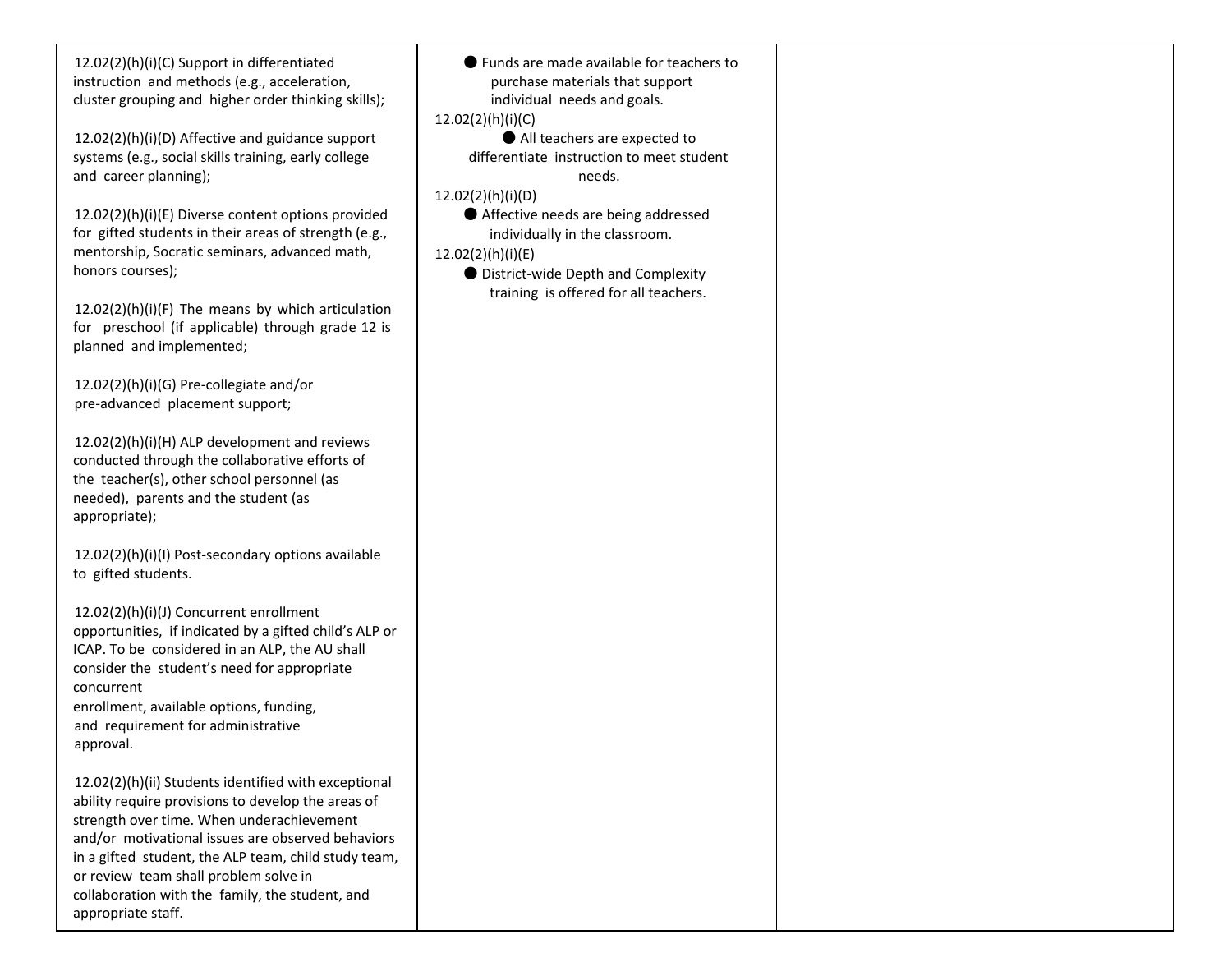| | | |
|---|---|---|
| 12.02(2)(h)(i)(C) Support in differentiated instruction and methods (e.g., acceleration, cluster grouping and higher order thinking skills);<br><br>12.02(2)(h)(i)(D) Affective and guidance support systems (e.g., social skills training, early college and career planning);<br><br>12.02(2)(h)(i)(E) Diverse content options provided for gifted students in their areas of strength (e.g., mentorship, Socratic seminars, advanced math, honors courses);<br><br>12.02(2)(h)(i)(F) The means by which articulation for preschool (if applicable) through grade 12 is planned and implemented;<br><br>12.02(2)(h)(i)(G) Pre-collegiate and/or pre-advanced placement support;<br><br>12.02(2)(h)(i)(H) ALP development and reviews conducted through the collaborative efforts of the teacher(s), other school personnel (as needed), parents and the student (as appropriate);<br><br>12.02(2)(h)(i)(I) Post-secondary options available to gifted students.<br><br>12.02(2)(h)(i)(J) Concurrent enrollment opportunities, if indicated by a gifted child's ALP or ICAP. To be considered in an ALP, the AU shall consider the student's need for appropriate concurrent enrollment, available options, funding, and requirement for administrative approval.<br><br>12.02(2)(h)(ii) Students identified with exceptional ability require provisions to develop the areas of strength over time. When underachievement and/or motivational issues are observed behaviors in a gifted student, the ALP team, child study team, or review team shall problem solve in collaboration with the family, the student, and appropriate staff. | ● Funds are made available for teachers to purchase materials that support individual needs and goals.<br>12.02(2)(h)(i)(C)<br>● All teachers are expected to differentiate instruction to meet student needs.<br>12.02(2)(h)(i)(D)<br>● Affective needs are being addressed individually in the classroom.<br>12.02(2)(h)(i)(E)<br>● District-wide Depth and Complexity training is offered for all teachers. | |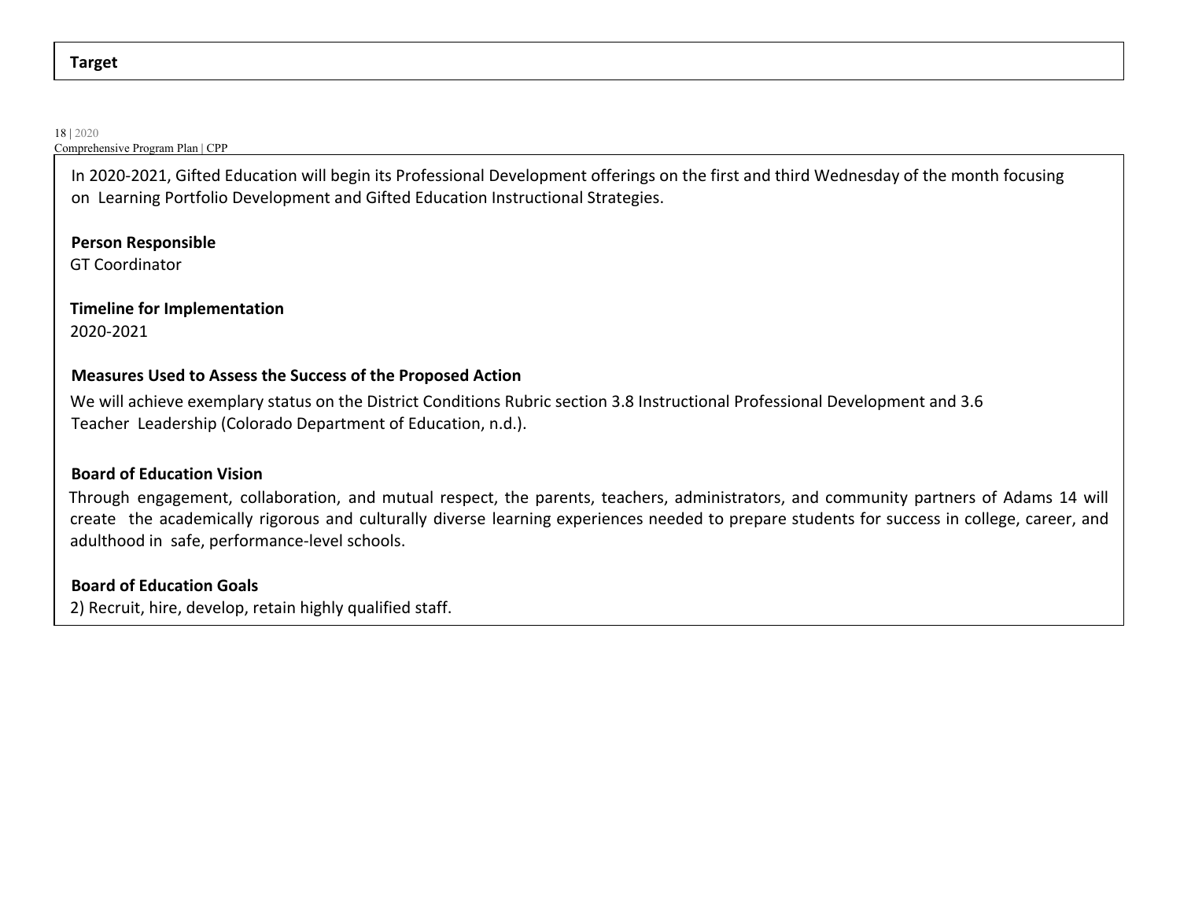**Target**

In 2020-2021, Gifted Education will begin its Professional Development offerings on the first and third Wednesday of the month focusing on Learning Portfolio Development and Gifted Education Instructional Strategies.

**Person Responsible**

GT Coordinator

**Timeline for Implementation**

2020-2021

**Measures Used to Assess the Success of the Proposed Action**

We will achieve exemplary status on the District Conditions Rubric section 3.8 Instructional Professional Development and 3.6 Teacher Leadership (Colorado Department of Education, n.d.).

**Board of Education Vision**

Through engagement, collaboration, and mutual respect, the parents, teachers, administrators, and community partners of Adams 14 will create the academically rigorous and culturally diverse learning experiences needed to prepare students for success in college, career, and adulthood in safe, performance-level schools.

**Board of Education Goals**

2) Recruit, hire, develop, retain highly qualified staff.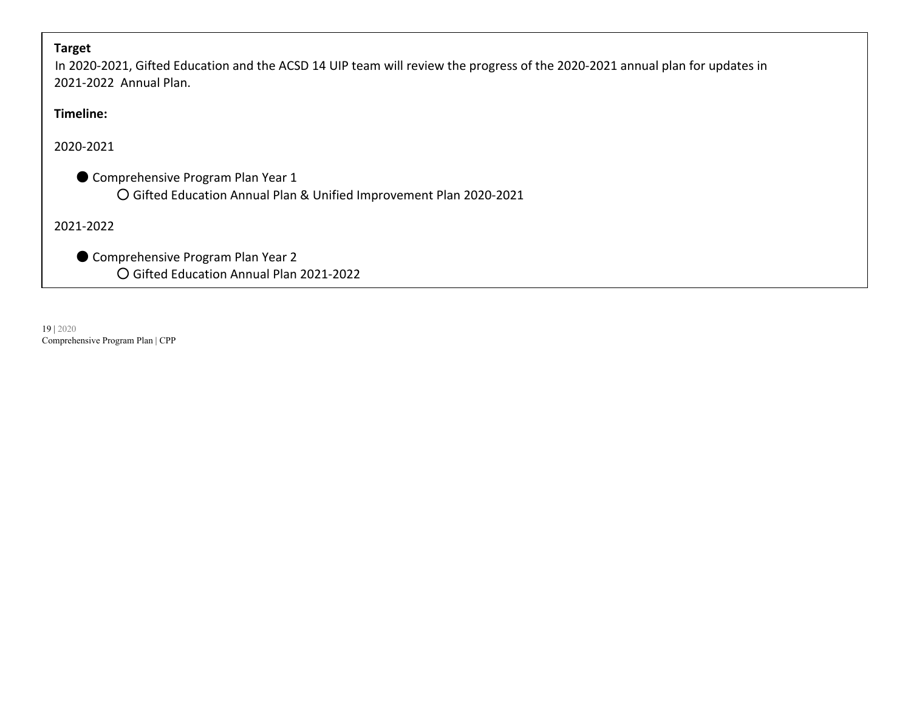**Target**

In 2020-2021, Gifted Education and the ACSD 14 UIP team will review the progress of the 2020-2021 annual plan for updates in 2021-2022 Annual Plan.

**Timeline:**

2020-2021

- Comprehensive Program Plan Year 1
    - Gifted Education Annual Plan & Unified Improvement Plan 2020-2021

2021-2022

- Comprehensive Program Plan Year 2
    - Gifted Education Annual Plan 2021-2022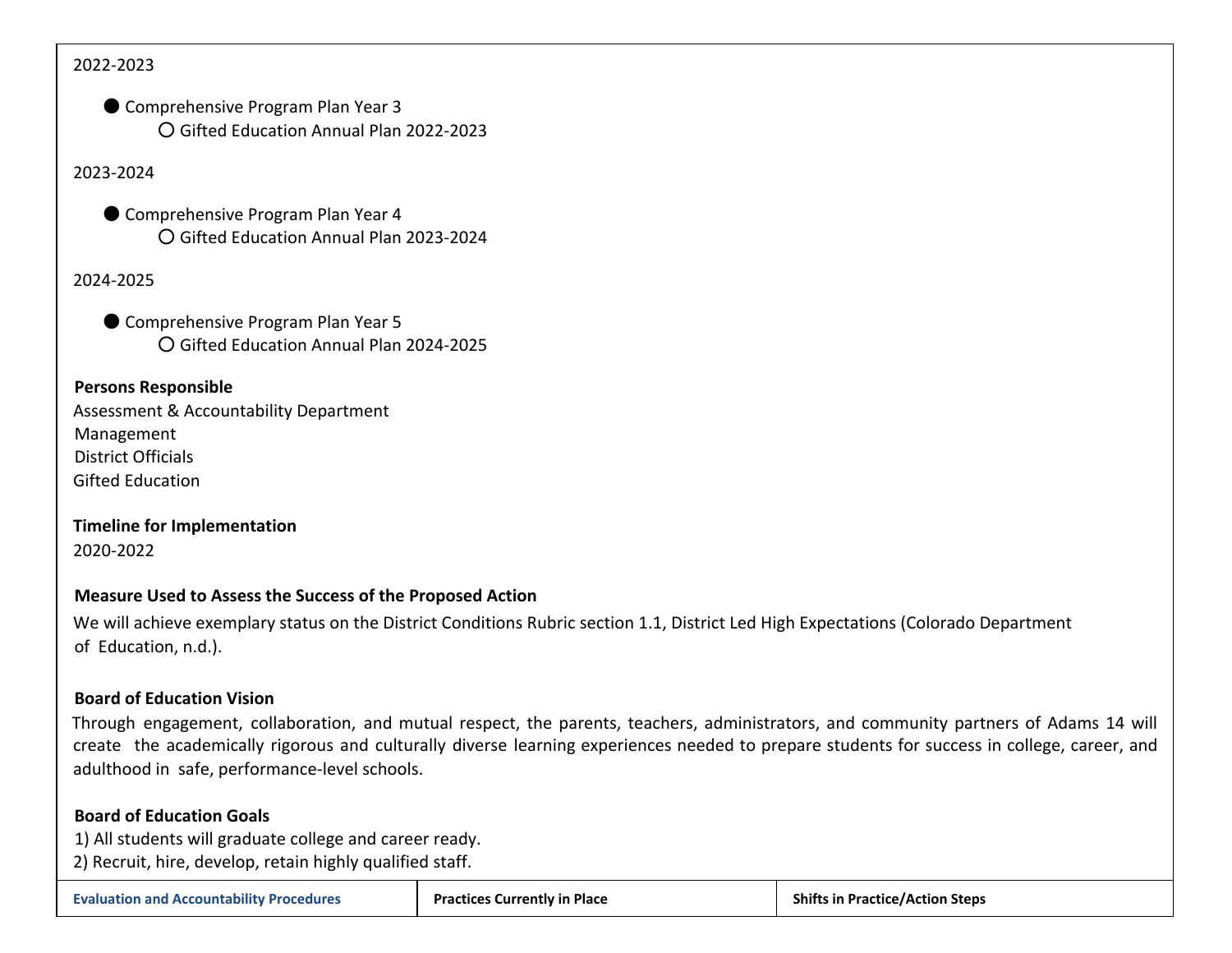2022-2023

- Comprehensive Program Plan Year 3
  - Gifted Education Annual Plan 2022-2023

2023-2024

- Comprehensive Program Plan Year 4
  - Gifted Education Annual Plan 2023-2024

2024-2025

- Comprehensive Program Plan Year 5
  - Gifted Education Annual Plan 2024-2025

**Persons Responsible**

Assessment & Accountability Department
Management
District Officials
Gifted Education

**Timeline for Implementation**

2020-2022

**Measure Used to Assess the Success of the Proposed Action**

We will achieve exemplary status on the District Conditions Rubric section 1.1, District Led High Expectations (Colorado Department of Education, n.d.).

**Board of Education Vision**

Through engagement, collaboration, and mutual respect, the parents, teachers, administrators, and community partners of Adams 14 will create the academically rigorous and culturally diverse learning experiences needed to prepare students for success in college, career, and adulthood in safe, performance-level schools.

**Board of Education Goals**

1) All students will graduate college and career ready.
2) Recruit, hire, develop, retain highly qualified staff.

| Evaluation and Accountability Procedures | Practices Currently in Place | Shifts in Practice/Action Steps |
|---|---|---|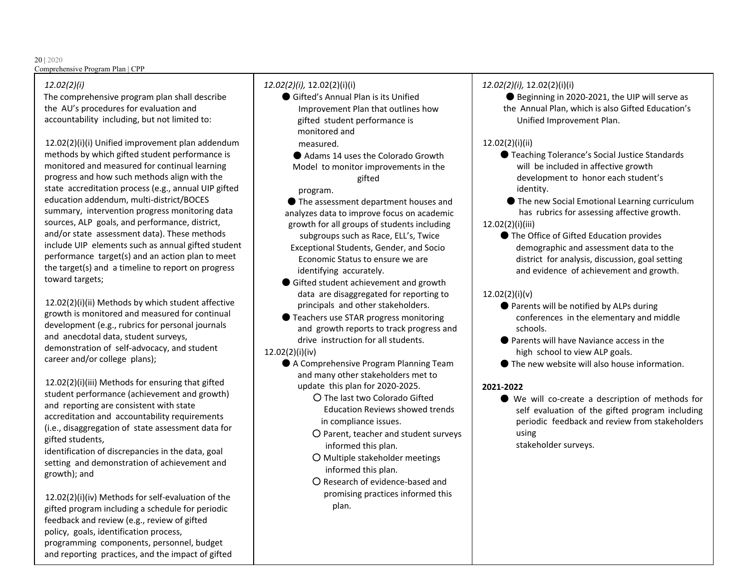| *12.02(2)(i)*<br>The comprehensive program plan shall describe the AU's procedures for evaluation and accountability including, but not limited to:<br><br>12.02(2)(i)(i) Unified improvement plan addendum methods by which gifted student performance is monitored and measured for continual learning progress and how such methods align with the state accreditation process (e.g., annual UIP gifted education addendum, multi-district/BOCES summary, intervention progress monitoring data sources, ALP goals, and performance, district, and/or state assessment data). These methods include UIP elements such as annual gifted student performance target(s) and an action plan to meet the target(s) and a timeline to report on progress toward targets;<br><br>12.02(2)(i)(ii) Methods by which student affective growth is monitored and measured for continual development (e.g., rubrics for personal journals and anecdotal data, student surveys, demonstration of self-advocacy, and student career and/or college plans);<br><br>12.02(2)(i)(iii) Methods for ensuring that gifted student performance (achievement and growth) and reporting are consistent with state accreditation and accountability requirements (i.e., disaggregation of state assessment data for gifted students, identification of discrepancies in the data, goal setting and demonstration of achievement and growth); and<br><br>12.02(2)(i)(iv) Methods for self-evaluation of the gifted program including a schedule for periodic feedback and review (e.g., review of gifted policy, goals, identification process, programming components, personnel, budget and reporting practices, and the impact of gifted | *12.02(2)(i),* 12.02(2)(i)(i)<br>● Gifted's Annual Plan is its Unified Improvement Plan that outlines how gifted student performance is monitored and measured.<br>● Adams 14 uses the Colorado Growth Model to monitor improvements in the gifted program.<br>● The assessment department houses and analyzes data to improve focus on academic growth for all groups of students including subgroups such as Race, ELL's, Twice Exceptional Students, Gender, and Socio Economic Status to ensure we are identifying accurately.<br>● Gifted student achievement and growth data are disaggregated for reporting to principals and other stakeholders.<br>● Teachers use STAR progress monitoring and growth reports to track progress and drive instruction for all students.<br>12.02(2)(i)(iv)<br>● A Comprehensive Program Planning Team and many other stakeholders met to update this plan for 2020-2025.<br>○ The last two Colorado Gifted Education Reviews showed trends in compliance issues.<br>○ Parent, teacher and student surveys informed this plan.<br>○ Multiple stakeholder meetings informed this plan.<br>○ Research of evidence-based and promising practices informed this plan. | *12.02(2)(i),* 12.02(2)(i)(i)<br>● Beginning in 2020-2021, the UIP will serve as the Annual Plan, which is also Gifted Education's Unified Improvement Plan.<br><br>12.02(2)(i)(ii)<br>● Teaching Tolerance's Social Justice Standards will be included in affective growth development to honor each student's identity.<br>● The new Social Emotional Learning curriculum has rubrics for assessing affective growth.<br>12.02(2)(i)(iii)<br>● The Office of Gifted Education provides demographic and assessment data to the district for analysis, discussion, goal setting and evidence of achievement and growth.<br><br>12.02(2)(i)(v)<br>● Parents will be notified by ALPs during conferences in the elementary and middle schools.<br>● Parents will have Naviance access in the high school to view ALP goals.<br>● The new website will also house information.<br><br>**2021-2022**<br>● We will co-create a description of methods for self evaluation of the gifted program including periodic feedback and review from stakeholders using stakeholder surveys. |
|---|---|---|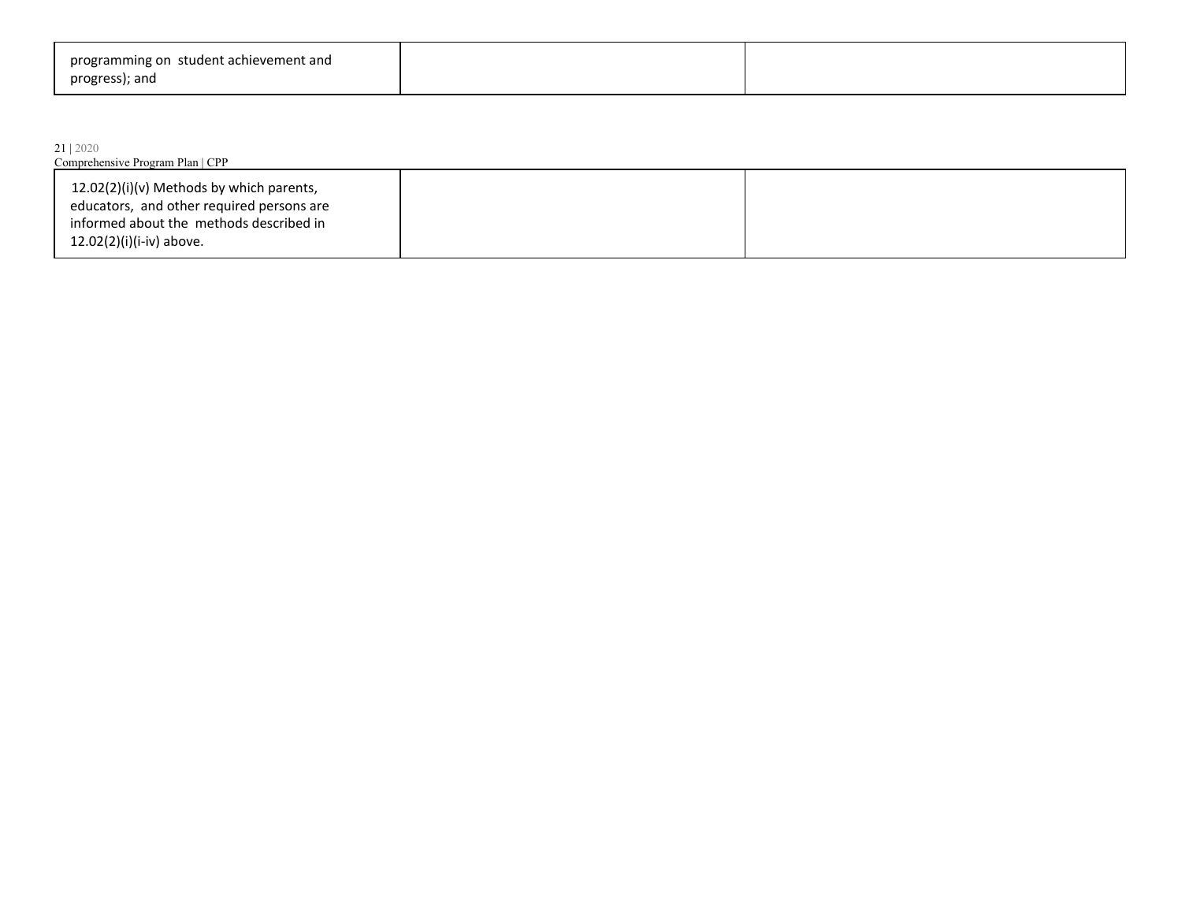| | | |
|---|---|---|
| programming on student achievement and progress); and | | |
| 12.02(2)(i)(v) Methods by which parents, educators, and other required persons are informed about the methods described in 12.02(2)(i)(i-iv) above. | | |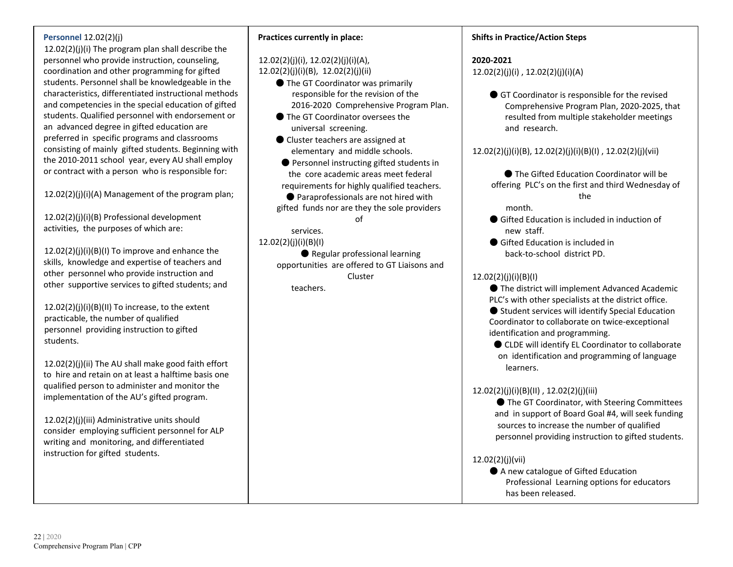| **Personnel** 12.02(2)(j) | **Practices currently in place:** | **Shifts in Practice/Action Steps** |
|---|---|---|
| 12.02(2)(j)(i) The program plan shall describe the personnel who provide instruction, counseling, coordination and other programming for gifted students. Personnel shall be knowledgeable in the characteristics, differentiated instructional methods and competencies in the special education of gifted students. Qualified personnel with endorsement or an advanced degree in gifted education are preferred in specific programs and classrooms consisting of mainly gifted students. Beginning with the 2010-2011 school year, every AU shall employ or contract with a person who is responsible for:<br><br>12.02(2)(j)(i)(A) Management of the program plan;<br><br>12.02(2)(j)(i)(B) Professional development activities, the purposes of which are:<br><br>12.02(2)(j)(i)(B)(I) To improve and enhance the skills, knowledge and expertise of teachers and other personnel who provide instruction and other supportive services to gifted students; and<br><br>12.02(2)(j)(i)(B)(II) To increase, to the extent practicable, the number of qualified personnel providing instruction to gifted students.<br><br>12.02(2)(j)(ii) The AU shall make good faith effort to hire and retain on at least a halftime basis one qualified person to administer and monitor the implementation of the AU's gifted program.<br><br>12.02(2)(j)(iii) Administrative units should consider employing sufficient personnel for ALP writing and monitoring, and differentiated instruction for gifted students. | 12.02(2)(j)(i), 12.02(2)(j)(i)(A), 12.02(2)(j)(i)(B), 12.02(2)(j)(ii)<br>● The GT Coordinator was primarily responsible for the revision of the 2016-2020 Comprehensive Program Plan.<br>● The GT Coordinator oversees the universal screening.<br>● Cluster teachers are assigned at elementary and middle schools.<br>● Personnel instructing gifted students in the core academic areas meet federal requirements for highly qualified teachers.<br>● Paraprofessionals are not hired with gifted funds nor are they the sole providers of services.<br><br>12.02(2)(j)(i)(B)(I)<br>● Regular professional learning opportunities are offered to GT Liaisons and Cluster teachers. | **2020-2021**<br>12.02(2)(j)(i) , 12.02(2)(j)(i)(A)<br>● GT Coordinator is responsible for the revised Comprehensive Program Plan, 2020-2025, that resulted from multiple stakeholder meetings and research.<br><br>12.02(2)(j)(i)(B), 12.02(2)(j)(i)(B)(I) , 12.02(2)(j)(vii)<br>● The Gifted Education Coordinator will be offering PLC's on the first and third Wednesday of the month.<br>● Gifted Education is included in induction of new staff.<br>● Gifted Education is included in back-to-school district PD.<br><br>12.02(2)(j)(i)(B)(I)<br>● The district will implement Advanced Academic PLC's with other specialists at the district office.<br>● Student services will identify Special Education Coordinator to collaborate on twice-exceptional identification and programming.<br>● CLDE will identify EL Coordinator to collaborate on identification and programming of language learners.<br><br>12.02(2)(j)(i)(B)(II) , 12.02(2)(j)(iii)<br>● The GT Coordinator, with Steering Committees and in support of Board Goal #4, will seek funding sources to increase the number of qualified personnel providing instruction to gifted students.<br><br>12.02(2)(j)(vii)<br>● A new catalogue of Gifted Education Professional Learning options for educators has been released. |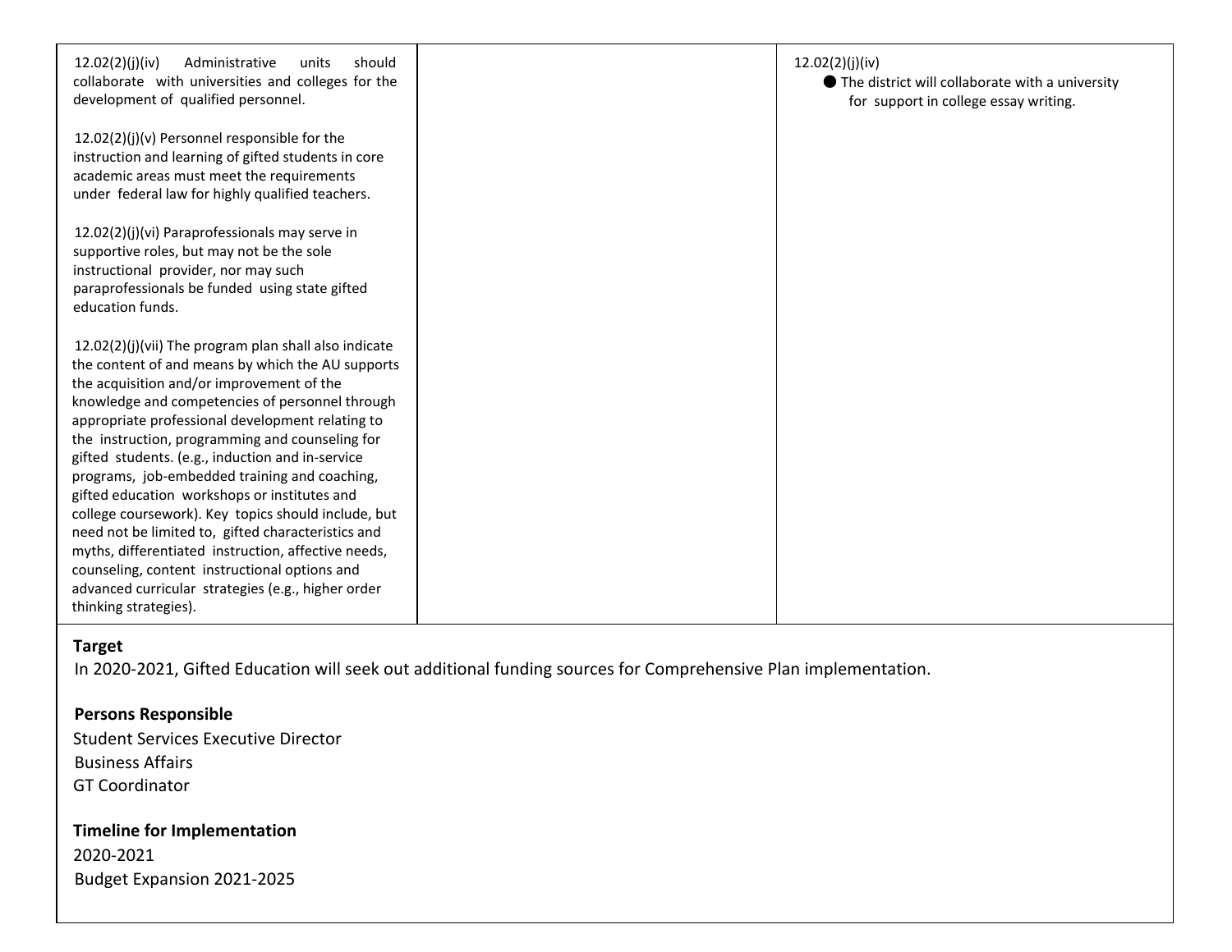| | | |
|---|---|---|
| 12.02(2)(j)(iv) Administrative units should collaborate with universities and colleges for the development of qualified personnel.<br><br>12.02(2)(j)(v) Personnel responsible for the instruction and learning of gifted students in core academic areas must meet the requirements under federal law for highly qualified teachers.<br><br>12.02(2)(j)(vi) Paraprofessionals may serve in supportive roles, but may not be the sole instructional provider, nor may such paraprofessionals be funded using state gifted education funds.<br><br>12.02(2)(j)(vii) The program plan shall also indicate the content of and means by which the AU supports the acquisition and/or improvement of the knowledge and competencies of personnel through appropriate professional development relating to the instruction, programming and counseling for gifted students. (e.g., induction and in-service programs, job-embedded training and coaching, gifted education workshops or institutes and college coursework). Key topics should include, but need not be limited to, gifted characteristics and myths, differentiated instruction, affective needs, counseling, content instructional options and advanced curricular strategies (e.g., higher order thinking strategies). | | 12.02(2)(j)(iv)<br>● The district will collaborate with a university for support in college essay writing. |

**Target**

In 2020-2021, Gifted Education will seek out additional funding sources for Comprehensive Plan implementation.

**Persons Responsible**

Student Services Executive Director
Business Affairs
GT Coordinator

**Timeline for Implementation**

2020-2021
Budget Expansion 2021-2025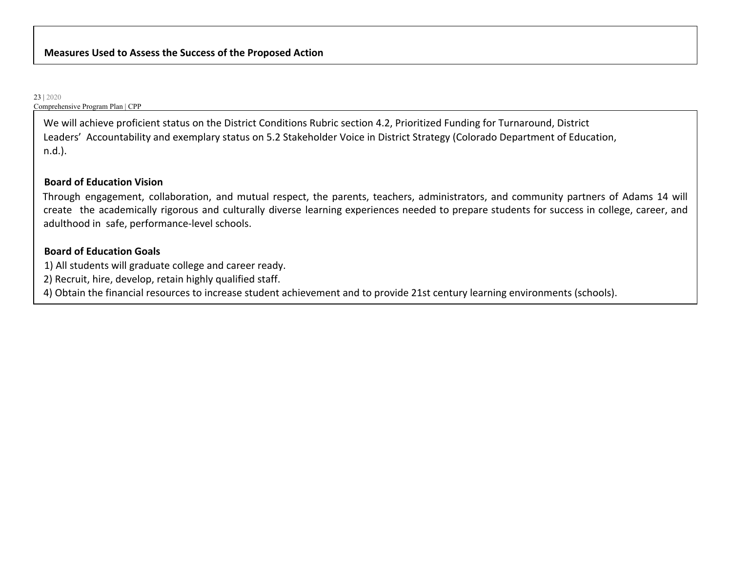**Measures Used to Assess the Success of the Proposed Action**

We will achieve proficient status on the District Conditions Rubric section 4.2, Prioritized Funding for Turnaround, District Leaders' Accountability and exemplary status on 5.2 Stakeholder Voice in District Strategy (Colorado Department of Education, n.d.).

**Board of Education Vision**

Through engagement, collaboration, and mutual respect, the parents, teachers, administrators, and community partners of Adams 14 will create the academically rigorous and culturally diverse learning experiences needed to prepare students for success in college, career, and adulthood in safe, performance-level schools.

**Board of Education Goals**

1) All students will graduate college and career ready.
2) Recruit, hire, develop, retain highly qualified staff.
4) Obtain the financial resources to increase student achievement and to provide 21st century learning environments (schools).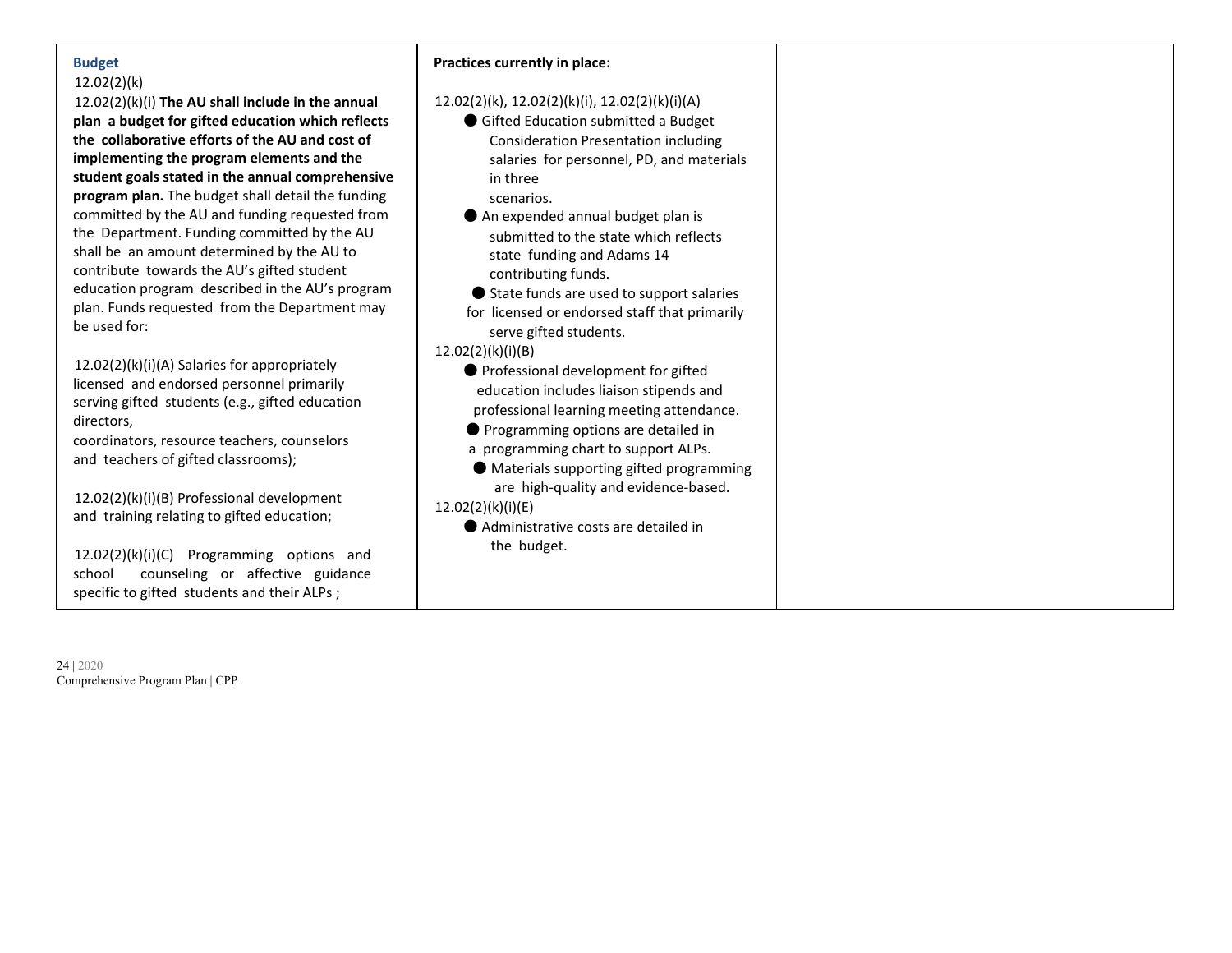| **Budget**<br>12.02(2)(k)<br>12.02(2)(k)(i) **The AU shall include in the annual plan a budget for gifted education which reflects the collaborative efforts of the AU and cost of implementing the program elements and the student goals stated in the annual comprehensive program plan.** The budget shall detail the funding committed by the AU and funding requested from the Department. Funding committed by the AU shall be an amount determined by the AU to contribute towards the AU's gifted student education program described in the AU's program plan. Funds requested from the Department may be used for:<br><br>12.02(2)(k)(i)(A) Salaries for appropriately licensed and endorsed personnel primarily serving gifted students (e.g., gifted education directors, coordinators, resource teachers, counselors and teachers of gifted classrooms);<br><br>12.02(2)(k)(i)(B) Professional development and training relating to gifted education;<br><br>12.02(2)(k)(i)(C) Programming options and school counseling or affective guidance specific to gifted students and their ALPs ; | **Practices currently in place:**<br><br>12.02(2)(k), 12.02(2)(k)(i), 12.02(2)(k)(i)(A)<br>● Gifted Education submitted a Budget Consideration Presentation including salaries for personnel, PD, and materials in three scenarios.<br>● An expended annual budget plan is submitted to the state which reflects state funding and Adams 14 contributing funds.<br>● State funds are used to support salaries for licensed or endorsed staff that primarily serve gifted students.<br>12.02(2)(k)(i)(B)<br>● Professional development for gifted education includes liaison stipends and professional learning meeting attendance.<br>● Programming options are detailed in a programming chart to support ALPs.<br>● Materials supporting gifted programming are high-quality and evidence-based.<br>12.02(2)(k)(i)(E)<br>● Administrative costs are detailed in the budget. | |
|---|---|---|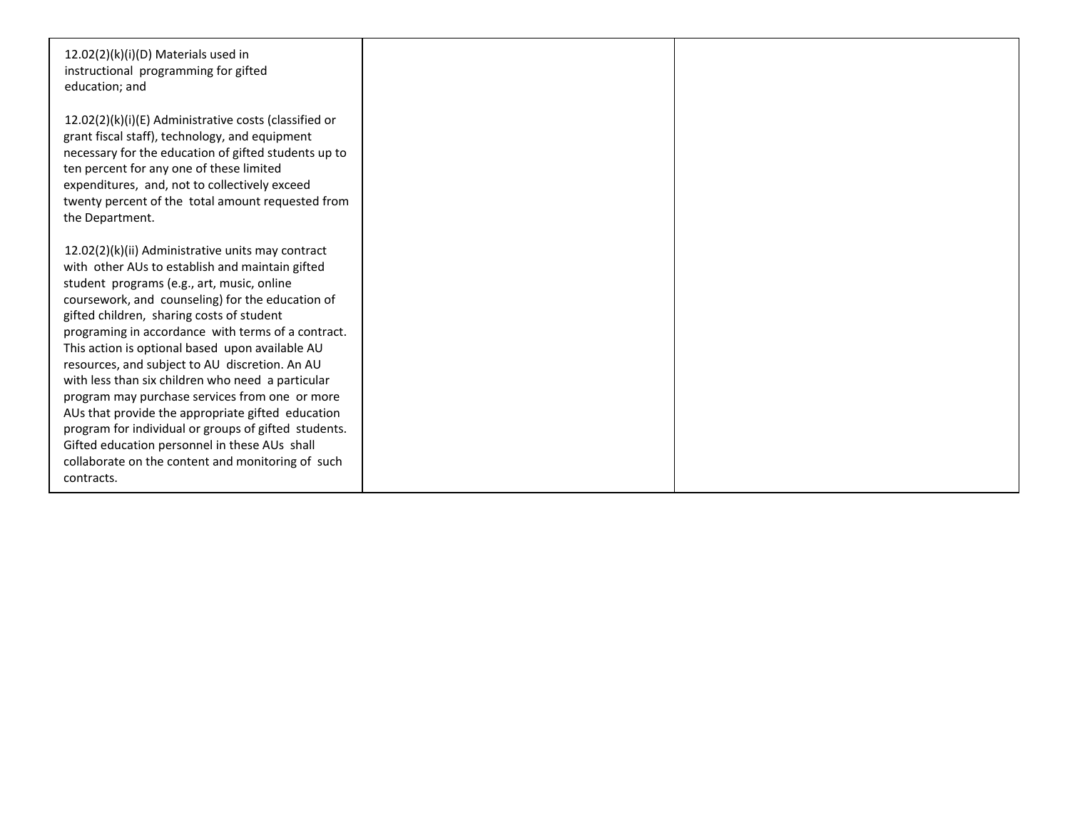| | | |
|---|---|---|
| 12.02(2)(k)(i)(D) Materials used in instructional programming for gifted education; and<br><br>12.02(2)(k)(i)(E) Administrative costs (classified or grant fiscal staff), technology, and equipment necessary for the education of gifted students up to ten percent for any one of these limited expenditures, and, not to collectively exceed twenty percent of the total amount requested from the Department.<br><br>12.02(2)(k)(ii) Administrative units may contract with other AUs to establish and maintain gifted student programs (e.g., art, music, online coursework, and counseling) for the education of gifted children, sharing costs of student programing in accordance with terms of a contract. This action is optional based upon available AU resources, and subject to AU discretion. An AU with less than six children who need a particular program may purchase services from one or more AUs that provide the appropriate gifted education program for individual or groups of gifted students. Gifted education personnel in these AUs shall collaborate on the content and monitoring of such contracts. | | |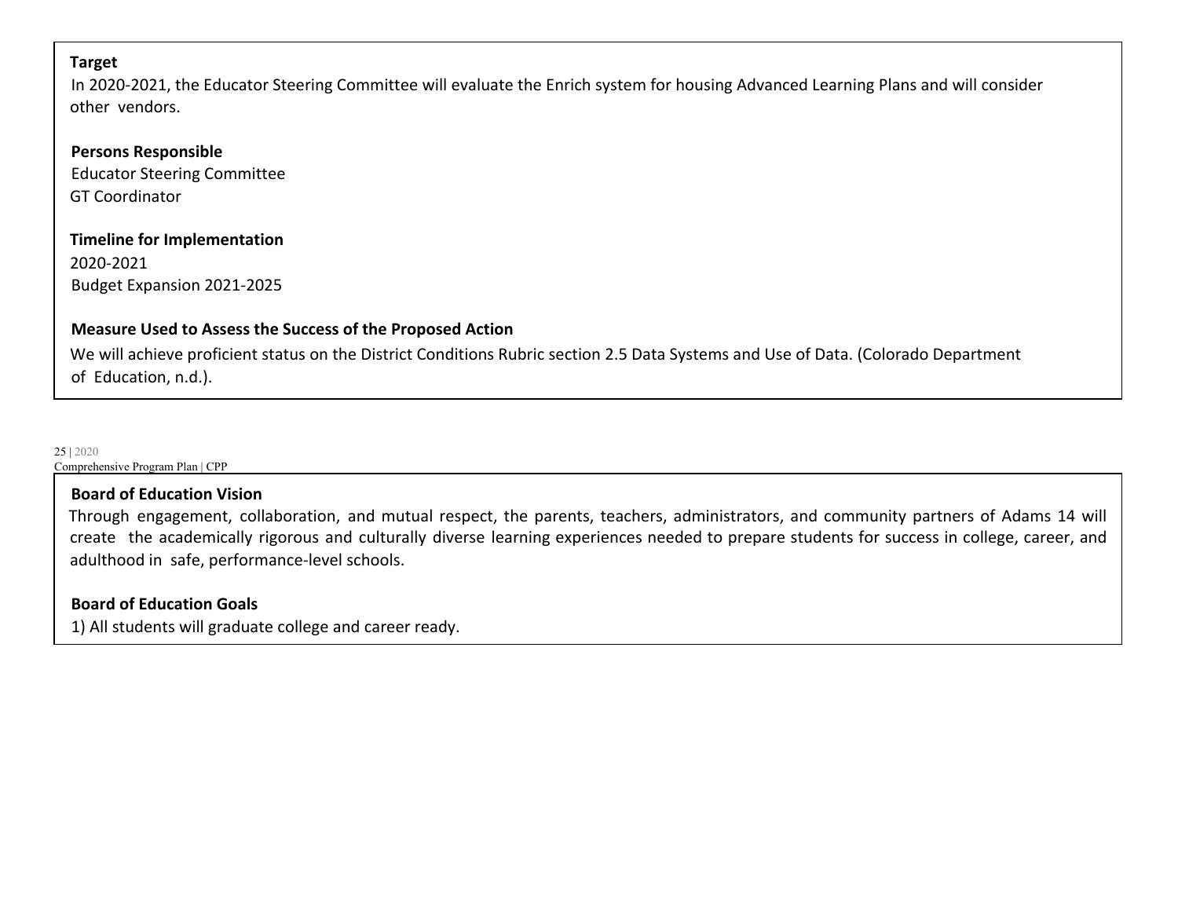**Target**

In 2020-2021, the Educator Steering Committee will evaluate the Enrich system for housing Advanced Learning Plans and will consider other vendors.

**Persons Responsible**

Educator Steering Committee
GT Coordinator

**Timeline for Implementation**

2020-2021
Budget Expansion 2021-2025

**Measure Used to Assess the Success of the Proposed Action**

We will achieve proficient status on the District Conditions Rubric section 2.5 Data Systems and Use of Data. (Colorado Department of Education, n.d.).

**Board of Education Vision**

Through engagement, collaboration, and mutual respect, the parents, teachers, administrators, and community partners of Adams 14 will create the academically rigorous and culturally diverse learning experiences needed to prepare students for success in college, career, and adulthood in safe, performance-level schools.

**Board of Education Goals**

1) All students will graduate college and career ready.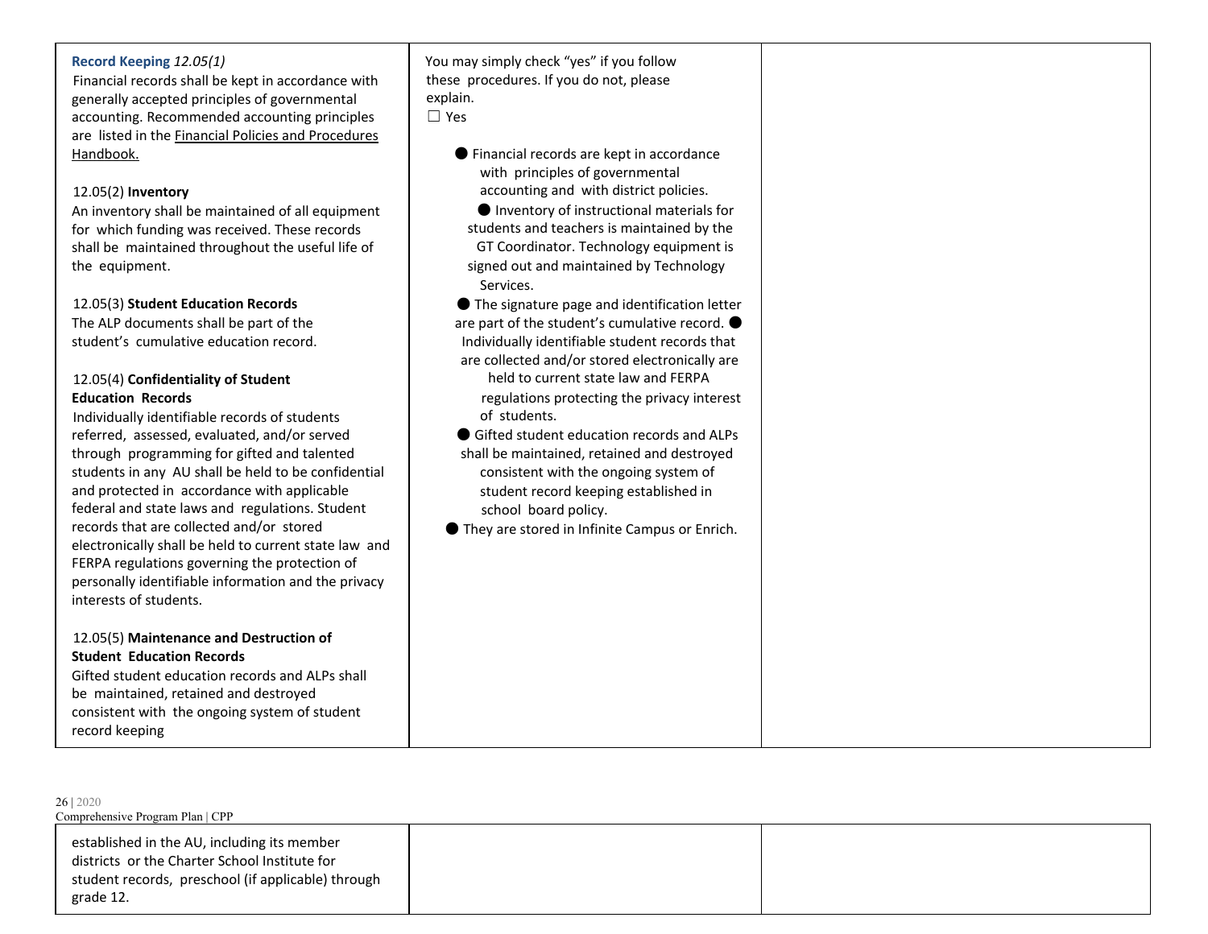| | | |
|---|---|---|
| **Record Keeping** *12.05(1)*<br>Financial records shall be kept in accordance with generally accepted principles of governmental accounting. Recommended accounting principles are listed in the Financial Policies and Procedures Handbook.<br><br>12.05(2) **Inventory**<br>An inventory shall be maintained of all equipment for which funding was received. These records shall be maintained throughout the useful life of the equipment.<br><br>12.05(3) **Student Education Records**<br>The ALP documents shall be part of the student's cumulative education record.<br><br>12.05(4) **Confidentiality of Student Education Records**<br>Individually identifiable records of students referred, assessed, evaluated, and/or served through programming for gifted and talented students in any AU shall be held to be confidential and protected in accordance with applicable federal and state laws and regulations. Student records that are collected and/or stored electronically shall be held to current state law and FERPA regulations governing the protection of personally identifiable information and the privacy interests of students.<br><br>12.05(5) **Maintenance and Destruction of Student Education Records**<br>Gifted student education records and ALPs shall be maintained, retained and destroyed consistent with the ongoing system of student record keeping established in the AU, including its member districts or the Charter School Institute for student records, preschool (if applicable) through grade 12. | You may simply check "yes" if you follow these procedures. If you do not, please explain.<br>☐ Yes<br><br>● Financial records are kept in accordance with principles of governmental accounting and with district policies.<br>● Inventory of instructional materials for students and teachers is maintained by the GT Coordinator. Technology equipment is signed out and maintained by Technology Services.<br>● The signature page and identification letter are part of the student's cumulative record.<br>● Individually identifiable student records that are collected and/or stored electronically are held to current state law and FERPA regulations protecting the privacy interest of students.<br>● Gifted student education records and ALPs shall be maintained, retained and destroyed consistent with the ongoing system of student record keeping established in school board policy.<br>● They are stored in Infinite Campus or Enrich. | |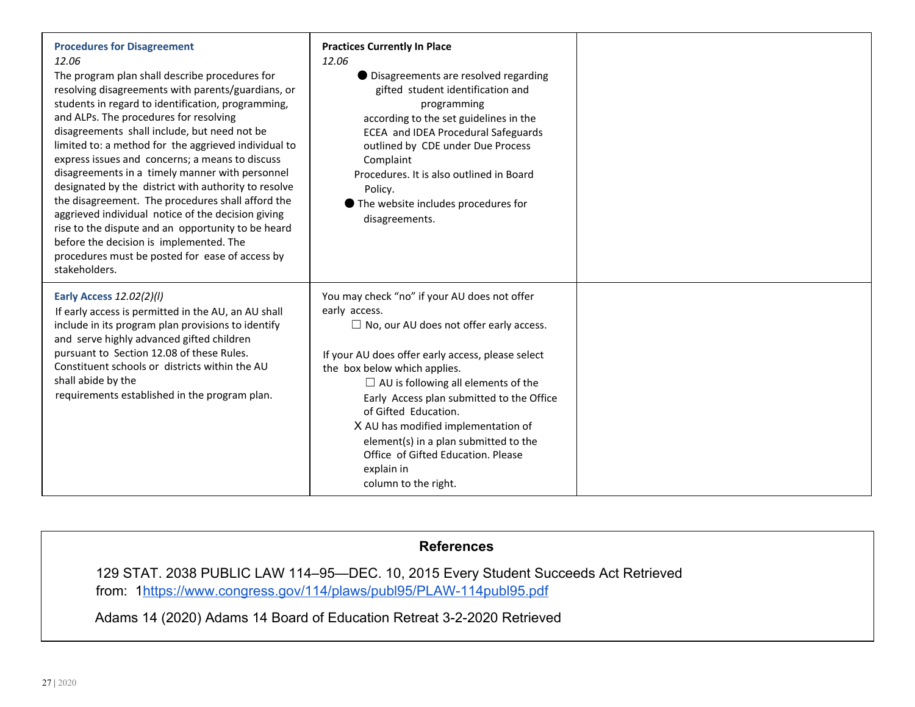| **Procedures for Disagreement** *12.06* The program plan shall describe procedures for resolving disagreements with parents/guardians, or students in regard to identification, programming, and ALPs. The procedures for resolving disagreements shall include, but need not be limited to: a method for the aggrieved individual to express issues and concerns; a means to discuss disagreements in a timely manner with personnel designated by the district with authority to resolve the disagreement. The procedures shall afford the aggrieved individual notice of the decision giving rise to the dispute and an opportunity to be heard before the decision is implemented. The procedures must be posted for ease of access by stakeholders. | **Practices Currently In Place** *12.06* ● Disagreements are resolved regarding gifted student identification and programming according to the set guidelines in the ECEA and IDEA Procedural Safeguards outlined by CDE under Due Process Complaint Procedures. It is also outlined in Board Policy. ● The website includes procedures for disagreements. | |
|---|---|---|
| **Early Access** *12.02(2)(l)* If early access is permitted in the AU, an AU shall include in its program plan provisions to identify and serve highly advanced gifted children pursuant to Section 12.08 of these Rules. Constituent schools or districts within the AU shall abide by the requirements established in the program plan. | You may check "no" if your AU does not offer early access. ☐ No, our AU does not offer early access. If your AU does offer early access, please select the box below which applies. ☐ AU is following all elements of the Early Access plan submitted to the Office of Gifted Education. X AU has modified implementation of element(s) in a plan submitted to the Office of Gifted Education. Please explain in column to the right. | |

## References

129 STAT. 2038 PUBLIC LAW 114–95—DEC. 10, 2015 Every Student Succeeds Act Retrieved from: 1https://www.congress.gov/114/plaws/publ95/PLAW-114publ95.pdf

Adams 14 (2020) Adams 14 Board of Education Retreat 3-2-2020 Retrieved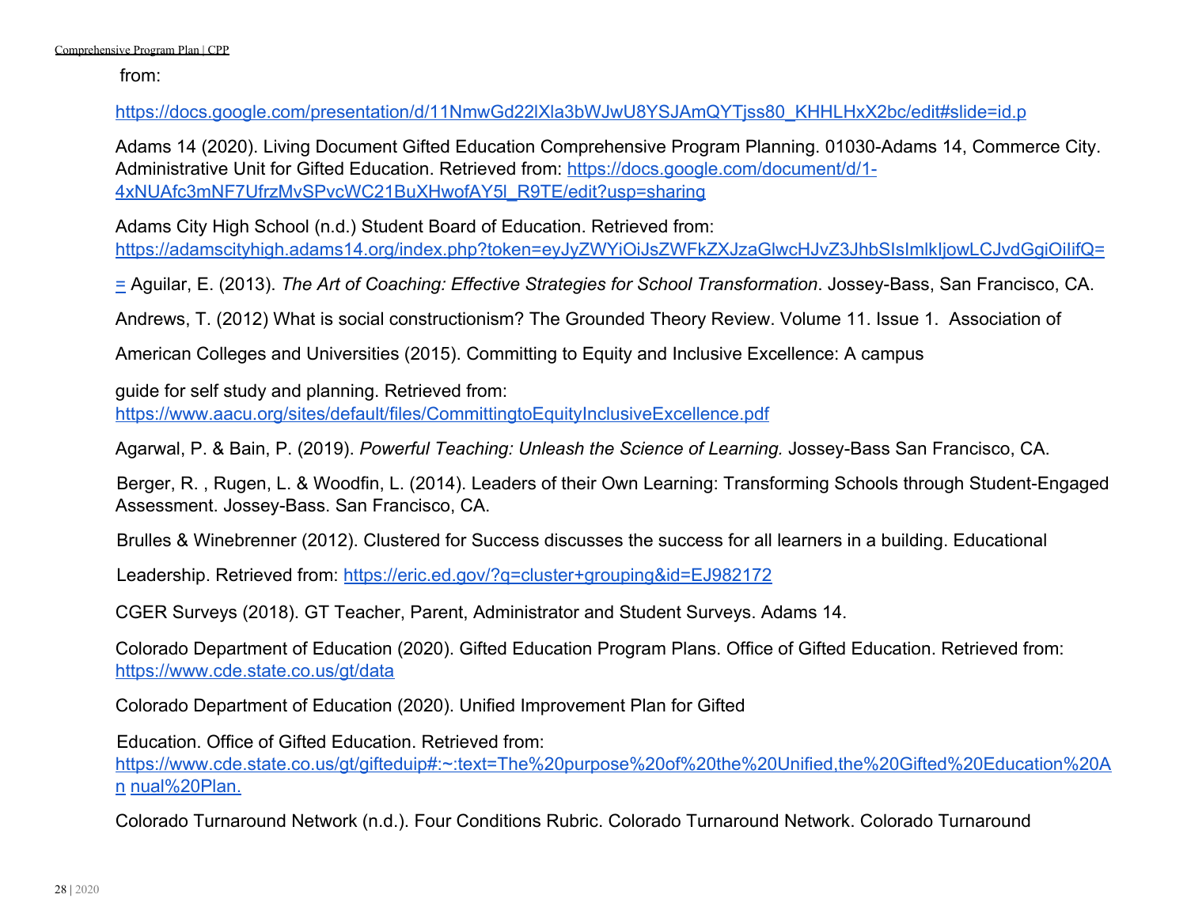from:

https://docs.google.com/presentation/d/11NmwGd22lXla3bWJwU8YSJAmQYTjss80_KHHLHxX2bc/edit#slide=id.p

Adams 14 (2020). Living Document Gifted Education Comprehensive Program Planning. 01030-Adams 14, Commerce City. Administrative Unit for Gifted Education. Retrieved from: https://docs.google.com/document/d/1-4xNUAfc3mNF7UfrzMvSPvcWC21BuXHwofAY5l_R9TE/edit?usp=sharing

Adams City High School (n.d.) Student Board of Education. Retrieved from: https://adamscityhigh.adams14.org/index.php?token=eyJyZWYiOiJsZWFkZXJzaGlwcHJvZ3JhbSIsImlkIjowLCJvdGgiOiIifQ==

Aguilar, E. (2013). *The Art of Coaching: Effective Strategies for School Transformation*. Jossey-Bass, San Francisco, CA.

Andrews, T. (2012) What is social constructionism? The Grounded Theory Review. Volume 11. Issue 1.

Association of American Colleges and Universities (2015). Committing to Equity and Inclusive Excellence: A campus guide for self study and planning. Retrieved from: https://www.aacu.org/sites/default/files/CommittingtoEquityInclusiveExcellence.pdf

Agarwal, P. & Bain, P. (2019). *Powerful Teaching: Unleash the Science of Learning.* Jossey-Bass San Francisco, CA.

Berger, R. , Rugen, L. & Woodfin, L. (2014). Leaders of their Own Learning: Transforming Schools through Student-Engaged Assessment. Jossey-Bass. San Francisco, CA.

Brulles & Winebrenner (2012). Clustered for Success discusses the success for all learners in a building. Educational Leadership. Retrieved from: https://eric.ed.gov/?q=cluster+grouping&id=EJ982172

CGER Surveys (2018). GT Teacher, Parent, Administrator and Student Surveys. Adams 14.

Colorado Department of Education (2020). Gifted Education Program Plans. Office of Gifted Education. Retrieved from: https://www.cde.state.co.us/gt/data

Colorado Department of Education (2020). Unified Improvement Plan for Gifted Education. Office of Gifted Education. Retrieved from: https://www.cde.state.co.us/gt/gifteduip#:~:text=The%20purpose%20of%20the%20Unified,the%20Gifted%20Education%20Annual%20Plan.

Colorado Turnaround Network (n.d.). Four Conditions Rubric. Colorado Turnaround Network. Colorado Turnaround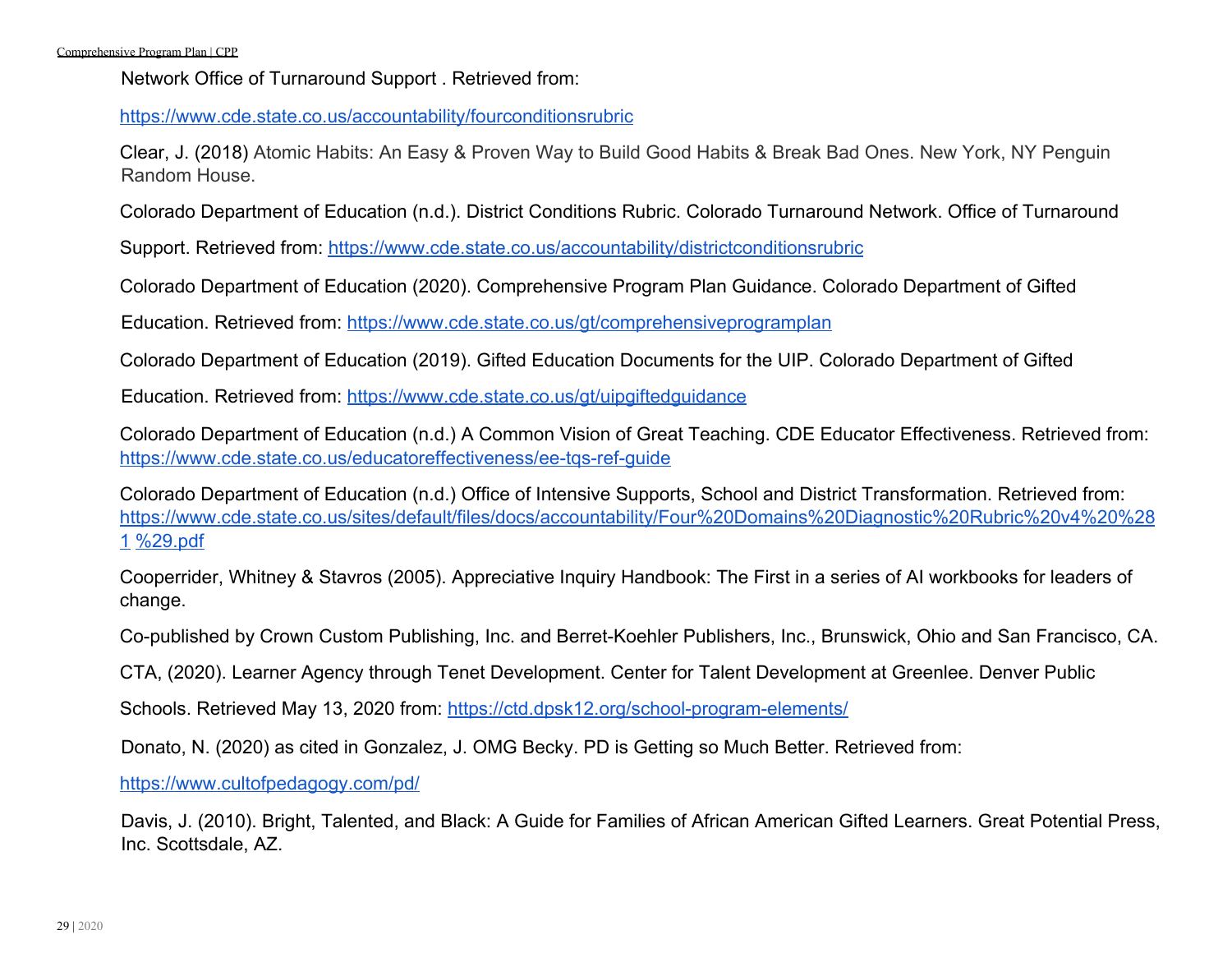Network Office of Turnaround Support . Retrieved from:

https://www.cde.state.co.us/accountability/fourconditionsrubric

Clear, J. (2018) Atomic Habits: An Easy & Proven Way to Build Good Habits & Break Bad Ones. New York, NY Penguin Random House.

Colorado Department of Education (n.d.). District Conditions Rubric. Colorado Turnaround Network. Office of Turnaround Support. Retrieved from: https://www.cde.state.co.us/accountability/districtconditionsrubric

Colorado Department of Education (2020). Comprehensive Program Plan Guidance. Colorado Department of Gifted Education. Retrieved from: https://www.cde.state.co.us/gt/comprehensiveprogramplan

Colorado Department of Education (2019). Gifted Education Documents for the UIP. Colorado Department of Gifted Education. Retrieved from: https://www.cde.state.co.us/gt/uipgiftedguidance

Colorado Department of Education (n.d.) A Common Vision of Great Teaching. CDE Educator Effectiveness. Retrieved from: https://www.cde.state.co.us/educatoreffectiveness/ee-tqs-ref-guide

Colorado Department of Education (n.d.) Office of Intensive Supports, School and District Transformation. Retrieved from: https://www.cde.state.co.us/sites/default/files/docs/accountability/Four%20Domains%20Diagnostic%20Rubric%20v4%20%281 %29.pdf

Cooperrider, Whitney & Stavros (2005). Appreciative Inquiry Handbook: The First in a series of AI workbooks for leaders of change.

Co-published by Crown Custom Publishing, Inc. and Berret-Koehler Publishers, Inc., Brunswick, Ohio and San Francisco, CA.

CTA, (2020). Learner Agency through Tenet Development. Center for Talent Development at Greenlee. Denver Public Schools. Retrieved May 13, 2020 from: https://ctd.dpsk12.org/school-program-elements/

Donato, N. (2020) as cited in Gonzalez, J. OMG Becky. PD is Getting so Much Better. Retrieved from:

https://www.cultofpedagogy.com/pd/

Davis, J. (2010). Bright, Talented, and Black: A Guide for Families of African American Gifted Learners. Great Potential Press, Inc. Scottsdale, AZ.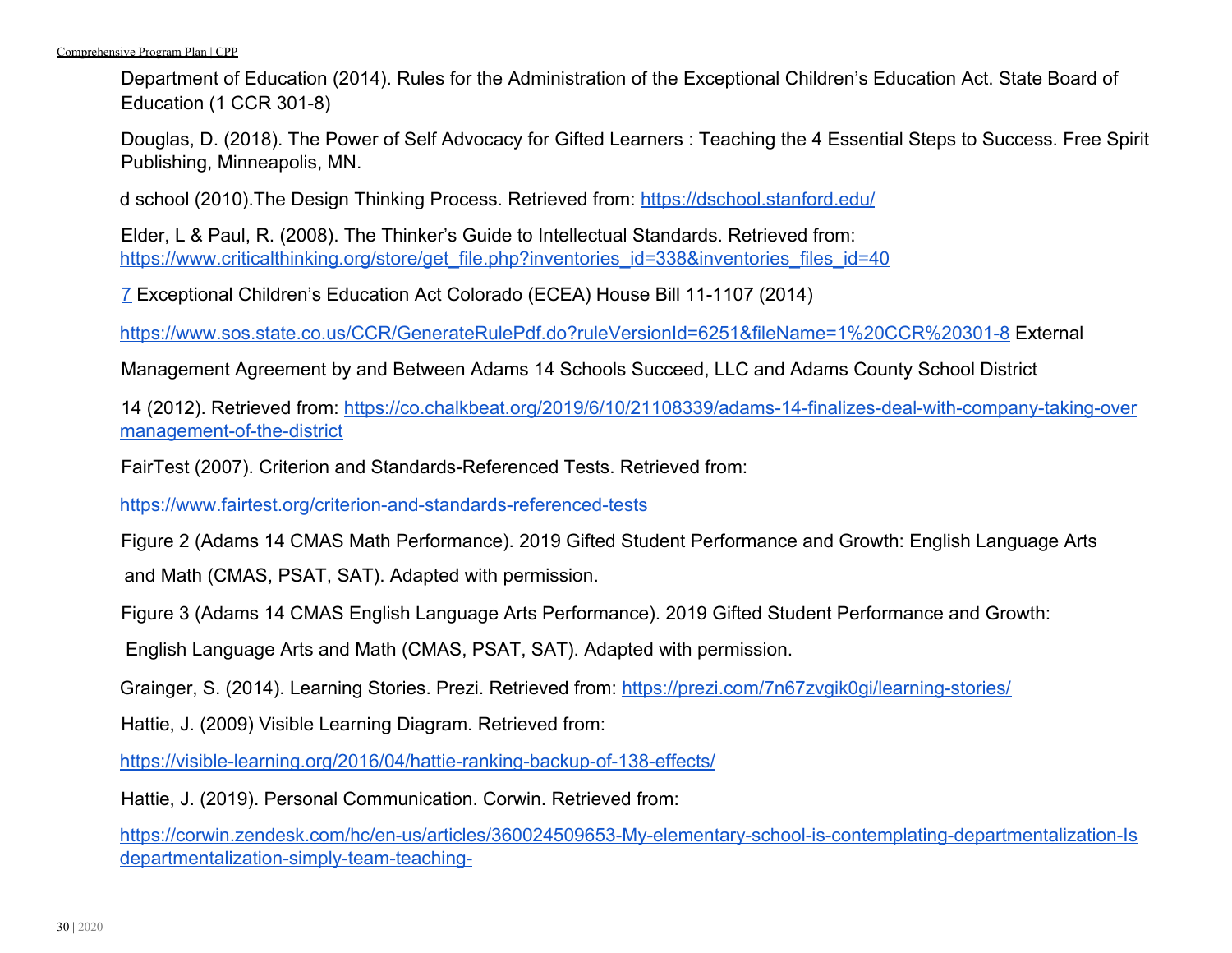Department of Education (2014). Rules for the Administration of the Exceptional Children's Education Act. State Board of Education (1 CCR 301-8)

Douglas, D. (2018). The Power of Self Advocacy for Gifted Learners : Teaching the 4 Essential Steps to Success. Free Spirit Publishing, Minneapolis, MN.

d school (2010).The Design Thinking Process. Retrieved from: https://dschool.stanford.edu/

Elder, L & Paul, R. (2008). The Thinker's Guide to Intellectual Standards. Retrieved from: https://www.criticalthinking.org/store/get_file.php?inventories_id=338&inventories_files_id=40

7 Exceptional Children's Education Act Colorado (ECEA) House Bill 11-1107 (2014)

https://www.sos.state.co.us/CCR/GenerateRulePdf.do?ruleVersionId=6251&fileName=1%20CCR%20301-8 External

Management Agreement by and Between Adams 14 Schools Succeed, LLC and Adams County School District

14 (2012). Retrieved from: https://co.chalkbeat.org/2019/6/10/21108339/adams-14-finalizes-deal-with-company-taking-over management-of-the-district

FairTest (2007). Criterion and Standards-Referenced Tests. Retrieved from:

https://www.fairtest.org/criterion-and-standards-referenced-tests

Figure 2 (Adams 14 CMAS Math Performance). 2019 Gifted Student Performance and Growth: English Language Arts and Math (CMAS, PSAT, SAT). Adapted with permission.

Figure 3 (Adams 14 CMAS English Language Arts Performance). 2019 Gifted Student Performance and Growth: English Language Arts and Math (CMAS, PSAT, SAT). Adapted with permission.

Grainger, S. (2014). Learning Stories. Prezi. Retrieved from: https://prezi.com/7n67zvgik0gi/learning-stories/

Hattie, J. (2009) Visible Learning Diagram. Retrieved from:

https://visible-learning.org/2016/04/hattie-ranking-backup-of-138-effects/

Hattie, J. (2019). Personal Communication. Corwin. Retrieved from:

https://corwin.zendesk.com/hc/en-us/articles/360024509653-My-elementary-school-is-contemplating-departmentalization-Is departmentalization-simply-team-teaching-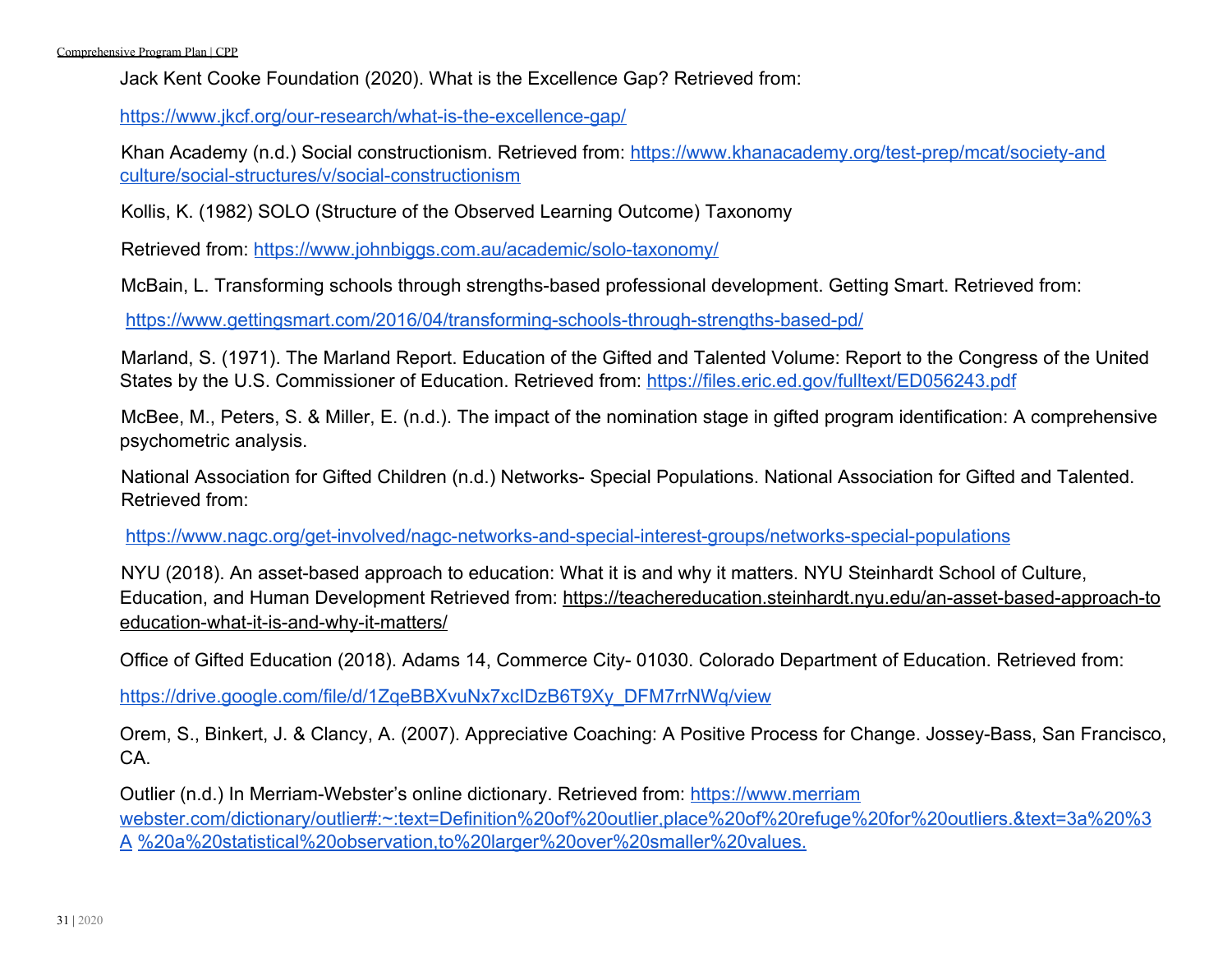Jack Kent Cooke Foundation (2020). What is the Excellence Gap? Retrieved from:

https://www.jkcf.org/our-research/what-is-the-excellence-gap/

Khan Academy (n.d.) Social constructionism. Retrieved from: https://www.khanacademy.org/test-prep/mcat/society-and culture/social-structures/v/social-constructionism

Kollis, K. (1982) SOLO (Structure of the Observed Learning Outcome) Taxonomy

Retrieved from: https://www.johnbiggs.com.au/academic/solo-taxonomy/

McBain, L. Transforming schools through strengths-based professional development. Getting Smart. Retrieved from:

https://www.gettingsmart.com/2016/04/transforming-schools-through-strengths-based-pd/

Marland, S. (1971). The Marland Report. Education of the Gifted and Talented Volume: Report to the Congress of the United States by the U.S. Commissioner of Education. Retrieved from: https://files.eric.ed.gov/fulltext/ED056243.pdf

McBee, M., Peters, S. & Miller, E. (n.d.). The impact of the nomination stage in gifted program identification: A comprehensive psychometric analysis.

National Association for Gifted Children (n.d.) Networks- Special Populations. National Association for Gifted and Talented. Retrieved from:

https://www.nagc.org/get-involved/nagc-networks-and-special-interest-groups/networks-special-populations

NYU (2018). An asset-based approach to education: What it is and why it matters. NYU Steinhardt School of Culture, Education, and Human Development Retrieved from: https://teachereducation.steinhardt.nyu.edu/an-asset-based-approach-to education-what-it-is-and-why-it-matters/

Office of Gifted Education (2018). Adams 14, Commerce City- 01030. Colorado Department of Education. Retrieved from:

https://drive.google.com/file/d/1ZqeBBXvuNx7xcIDzB6T9Xy_DFM7rrNWq/view

Orem, S., Binkert, J. & Clancy, A. (2007). Appreciative Coaching: A Positive Process for Change. Jossey-Bass, San Francisco, CA.

Outlier (n.d.) In Merriam-Webster's online dictionary. Retrieved from: https://www.merriam webster.com/dictionary/outlier#:~:text=Definition%20of%20outlier,place%20of%20refuge%20for%20outliers.&text=3a%20%3A %20a%20statistical%20observation,to%20larger%20over%20smaller%20values.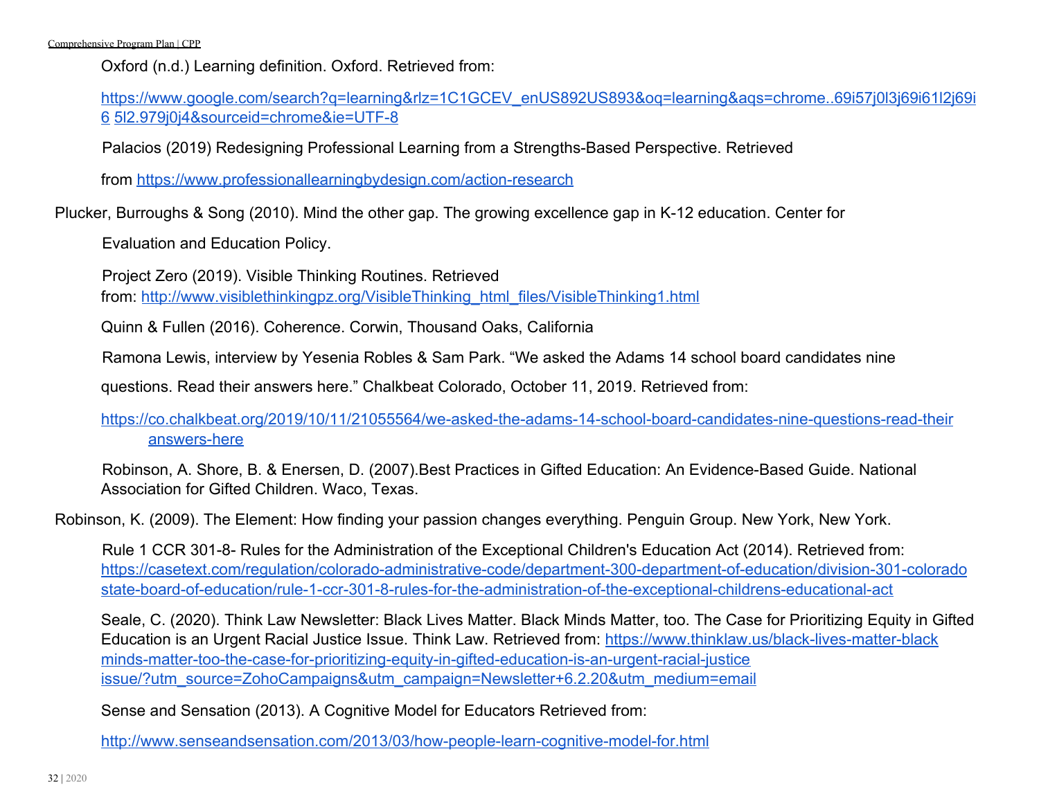Oxford (n.d.) Learning definition. Oxford. Retrieved from:

https://www.google.com/search?q=learning&rlz=1C1GCEV_enUS892US893&oq=learning&aqs=chrome..69i57j0l3j69i61l2j69i6 5l2.979j0j4&sourceid=chrome&ie=UTF-8

Palacios (2019) Redesigning Professional Learning from a Strengths-Based Perspective. Retrieved from https://www.professionallearningbydesign.com/action-research

Plucker, Burroughs & Song (2010). Mind the other gap. The growing excellence gap in K-12 education. Center for Evaluation and Education Policy.

Project Zero (2019). Visible Thinking Routines. Retrieved from: http://www.visiblethinkingpz.org/VisibleThinking_html_files/VisibleThinking1.html

Quinn & Fullen (2016). Coherence. Corwin, Thousand Oaks, California

Ramona Lewis, interview by Yesenia Robles & Sam Park. "We asked the Adams 14 school board candidates nine questions. Read their answers here." Chalkbeat Colorado, October 11, 2019. Retrieved from:

https://co.chalkbeat.org/2019/10/11/21055564/we-asked-the-adams-14-school-board-candidates-nine-questions-read-their answers-here

Robinson, A. Shore, B. & Enersen, D. (2007).Best Practices in Gifted Education: An Evidence-Based Guide. National Association for Gifted Children. Waco, Texas.

Robinson, K. (2009). The Element: How finding your passion changes everything. Penguin Group. New York, New York.

Rule 1 CCR 301-8- Rules for the Administration of the Exceptional Children's Education Act (2014). Retrieved from: https://casetext.com/regulation/colorado-administrative-code/department-300-department-of-education/division-301-colorado state-board-of-education/rule-1-ccr-301-8-rules-for-the-administration-of-the-exceptional-childrens-educational-act

Seale, C. (2020). Think Law Newsletter: Black Lives Matter. Black Minds Matter, too. The Case for Prioritizing Equity in Gifted Education is an Urgent Racial Justice Issue. Think Law. Retrieved from: https://www.thinklaw.us/black-lives-matter-black minds-matter-too-the-case-for-prioritizing-equity-in-gifted-education-is-an-urgent-racial-justice issue/?utm_source=ZohoCampaigns&utm_campaign=Newsletter+6.2.20&utm_medium=email

Sense and Sensation (2013). A Cognitive Model for Educators Retrieved from:

http://www.senseandsensation.com/2013/03/how-people-learn-cognitive-model-for.html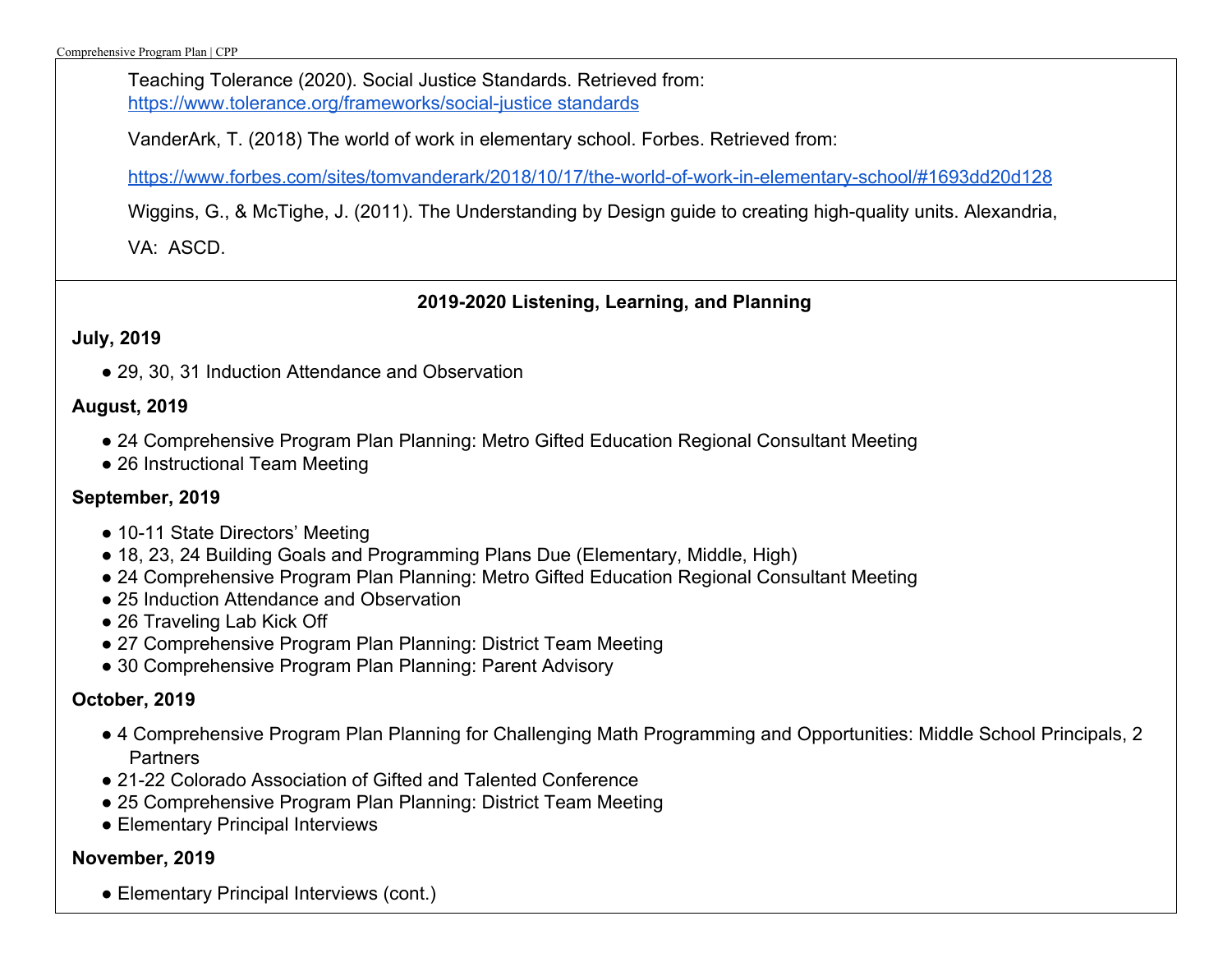Teaching Tolerance (2020). Social Justice Standards. Retrieved from: https://www.tolerance.org/frameworks/social-justice standards

VanderArk, T. (2018) The world of work in elementary school. Forbes. Retrieved from:

https://www.forbes.com/sites/tomvanderark/2018/10/17/the-world-of-work-in-elementary-school/#1693dd20d128

Wiggins, G., & McTighe, J. (2011). The Understanding by Design guide to creating high-quality units. Alexandria, VA: ASCD.

## 2019-2020 Listening, Learning, and Planning

**July, 2019**

- 29, 30, 31 Induction Attendance and Observation

**August, 2019**

- 24 Comprehensive Program Plan Planning: Metro Gifted Education Regional Consultant Meeting
- 26 Instructional Team Meeting

**September, 2019**

- 10-11 State Directors' Meeting
- 18, 23, 24 Building Goals and Programming Plans Due (Elementary, Middle, High)
- 24 Comprehensive Program Plan Planning: Metro Gifted Education Regional Consultant Meeting
- 25 Induction Attendance and Observation
- 26 Traveling Lab Kick Off
- 27 Comprehensive Program Plan Planning: District Team Meeting
- 30 Comprehensive Program Plan Planning: Parent Advisory

**October, 2019**

- 4 Comprehensive Program Plan Planning for Challenging Math Programming and Opportunities: Middle School Principals, 2 Partners
- 21-22 Colorado Association of Gifted and Talented Conference
- 25 Comprehensive Program Plan Planning: District Team Meeting
- Elementary Principal Interviews

**November, 2019**

- Elementary Principal Interviews (cont.)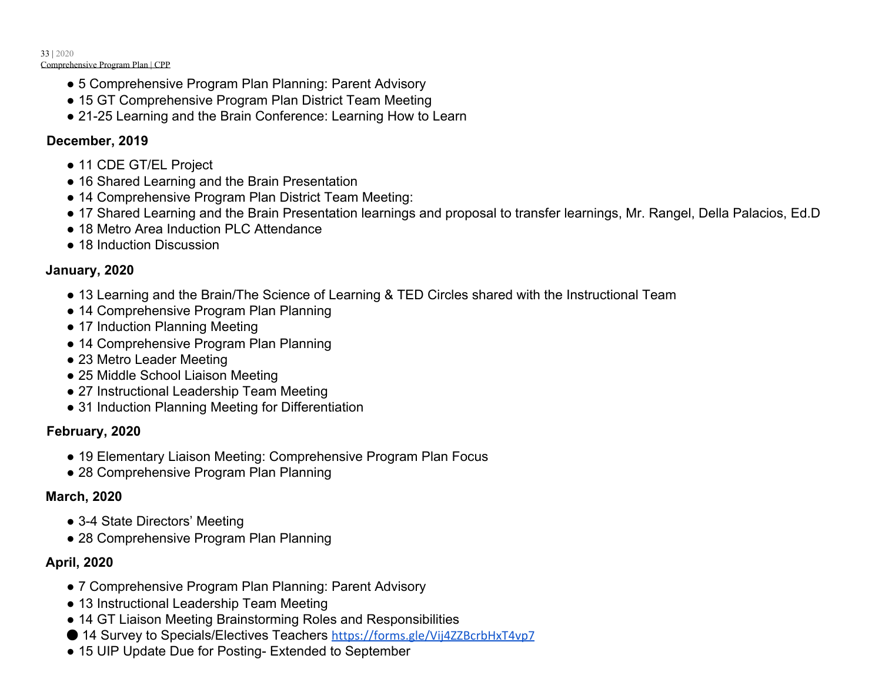- 5 Comprehensive Program Plan Planning: Parent Advisory
- 15 GT Comprehensive Program Plan District Team Meeting
- 21-25 Learning and the Brain Conference: Learning How to Learn

**December, 2019**

- 11 CDE GT/EL Project
- 16 Shared Learning and the Brain Presentation
- 14 Comprehensive Program Plan District Team Meeting:
- 17 Shared Learning and the Brain Presentation learnings and proposal to transfer learnings, Mr. Rangel, Della Palacios, Ed.D
- 18 Metro Area Induction PLC Attendance
- 18 Induction Discussion

**January, 2020**

- 13 Learning and the Brain/The Science of Learning & TED Circles shared with the Instructional Team
- 14 Comprehensive Program Plan Planning
- 17 Induction Planning Meeting
- 14 Comprehensive Program Plan Planning
- 23 Metro Leader Meeting
- 25 Middle School Liaison Meeting
- 27 Instructional Leadership Team Meeting
- 31 Induction Planning Meeting for Differentiation

**February, 2020**

- 19 Elementary Liaison Meeting: Comprehensive Program Plan Focus
- 28 Comprehensive Program Plan Planning

**March, 2020**

- 3-4 State Directors' Meeting
- 28 Comprehensive Program Plan Planning

**April, 2020**

- 7 Comprehensive Program Plan Planning: Parent Advisory
- 13 Instructional Leadership Team Meeting
- 14 GT Liaison Meeting Brainstorming Roles and Responsibilities
- 14 Survey to Specials/Electives Teachers https://forms.gle/Vij4ZZBcrbHxT4vp7
- 15 UIP Update Due for Posting- Extended to September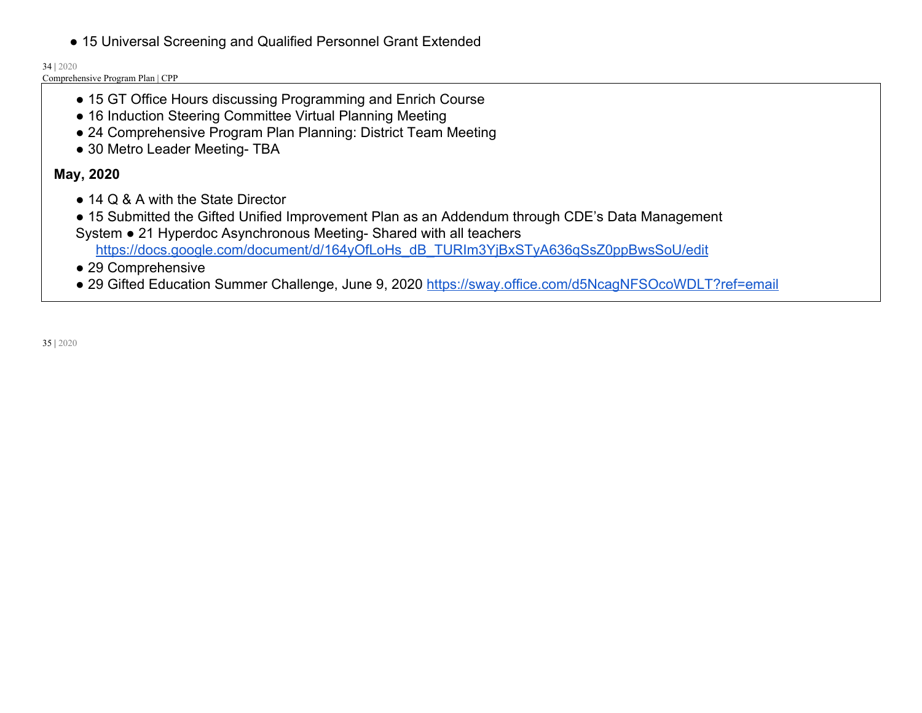- 15 Universal Screening and Qualified Personnel Grant Extended

- 15 GT Office Hours discussing Programming and Enrich Course
- 16 Induction Steering Committee Virtual Planning Meeting
- 24 Comprehensive Program Plan Planning: District Team Meeting
- 30 Metro Leader Meeting- TBA

**May, 2020**

- 14 Q & A with the State Director
- 15 Submitted the Gifted Unified Improvement Plan as an Addendum through CDE's Data Management System
- 21 Hyperdoc Asynchronous Meeting- Shared with all teachers https://docs.google.com/document/d/164yOfLoHs_dB_TURIm3YjBxSTyA636qSsZ0ppBwsSoU/edit
- 29 Comprehensive
- 29 Gifted Education Summer Challenge, June 9, 2020 https://sway.office.com/d5NcagNFSOcoWDLT?ref=email